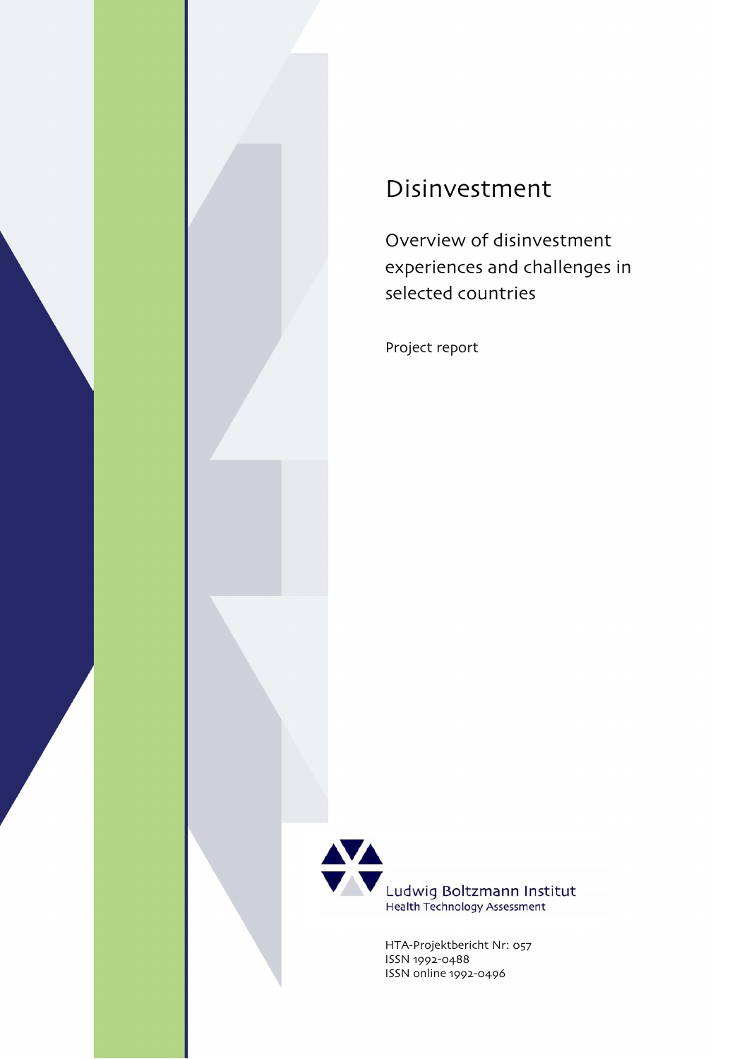# Disinvestment

## Overview of disinvestment experiences and challenges in selected countries

Project report

Ludwig Boltzmann Institut
Health Technology Assessment

HTA-Projektbericht Nr: 057
ISSN 1992-0488
ISSN online 1992-0496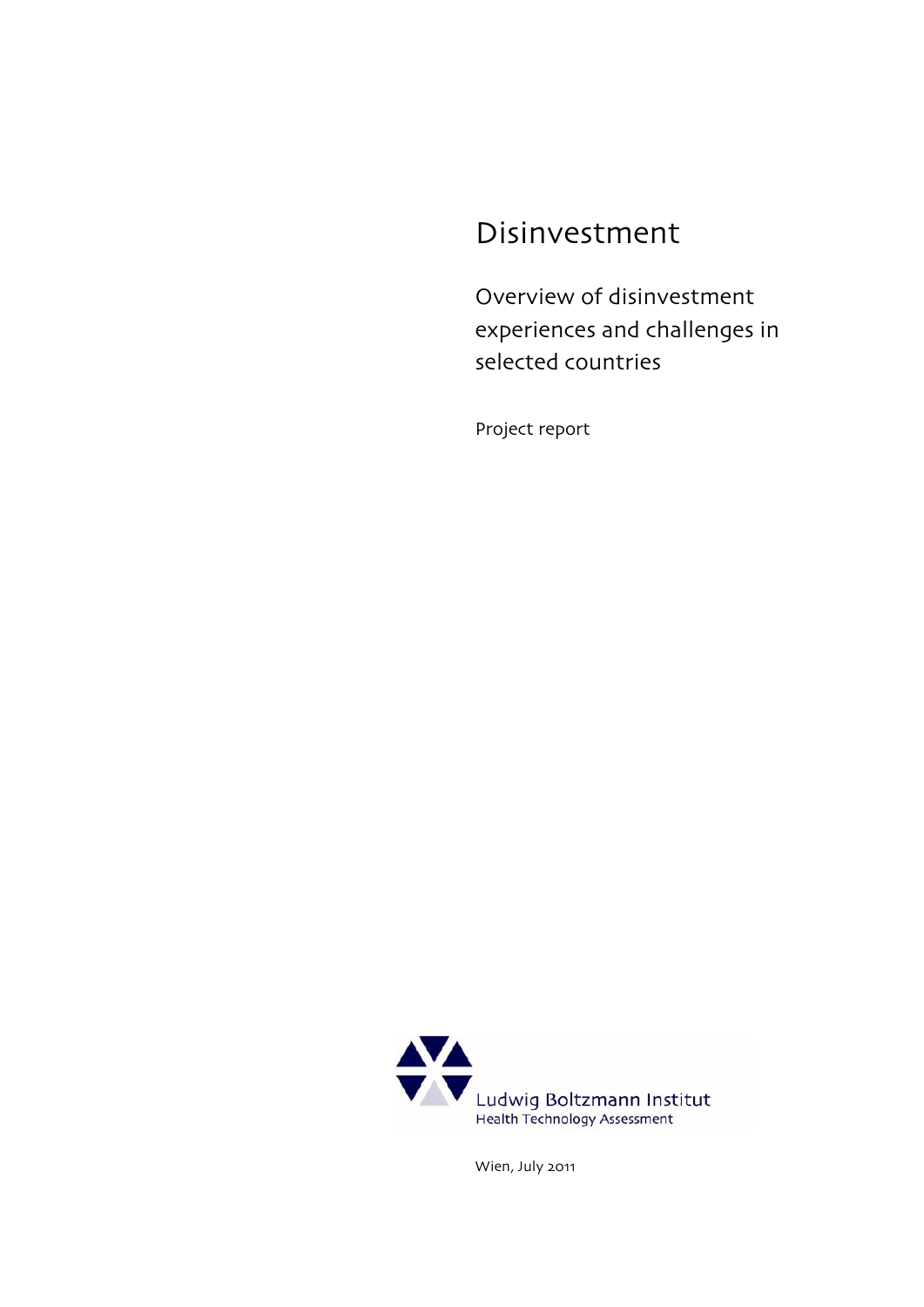# Disinvestment

## Overview of disinvestment experiences and challenges in selected countries

Project report

Ludwig Boltzmann Institut
Health Technology Assessment

Wien, July 2011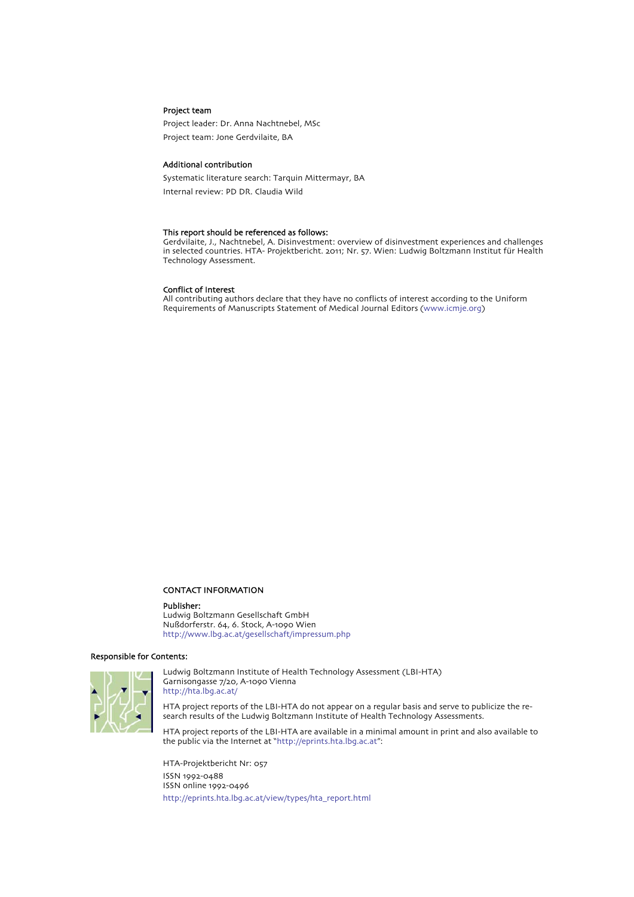**Project team**

Project leader: Dr. Anna Nachtnebel, MSc

Project team: Jone Gerdvilaite, BA

**Additional contribution**

Systematic literature search: Tarquin Mittermayr, BA

Internal review: PD DR. Claudia Wild

**This report should be referenced as follows:**

Gerdvilaite, J., Nachtnebel, A. Disinvestment: overview of disinvestment experiences and challenges in selected countries. HTA- Projektbericht. 2011; Nr. 57. Wien: Ludwig Boltzmann Institut für Health Technology Assessment.

**Conflict of Interest**

All contributing authors declare that they have no conflicts of interest according to the Uniform Requirements of Manuscripts Statement of Medical Journal Editors (www.icmje.org)

**CONTACT INFORMATION**

**Publisher:**

Ludwig Boltzmann Gesellschaft GmbH
Nußdorferstr. 64, 6. Stock, A-1090 Wien
http://www.lbg.ac.at/gesellschaft/impressum.php

**Responsible for Contents:**

Ludwig Boltzmann Institute of Health Technology Assessment (LBI-HTA)
Garnisongasse 7/20, A-1090 Vienna
http://hta.lbg.ac.at/

HTA project reports of the LBI-HTA do not appear on a regular basis and serve to publicize the research results of the Ludwig Boltzmann Institute of Health Technology Assessments.

HTA project reports of the LBI-HTA are available in a minimal amount in print and also available to the public via the Internet at "http://eprints.hta.lbg.ac.at":

HTA-Projektbericht Nr: 057

ISSN 1992-0488
ISSN online 1992-0496

http://eprints.hta.lbg.ac.at/view/types/hta_report.html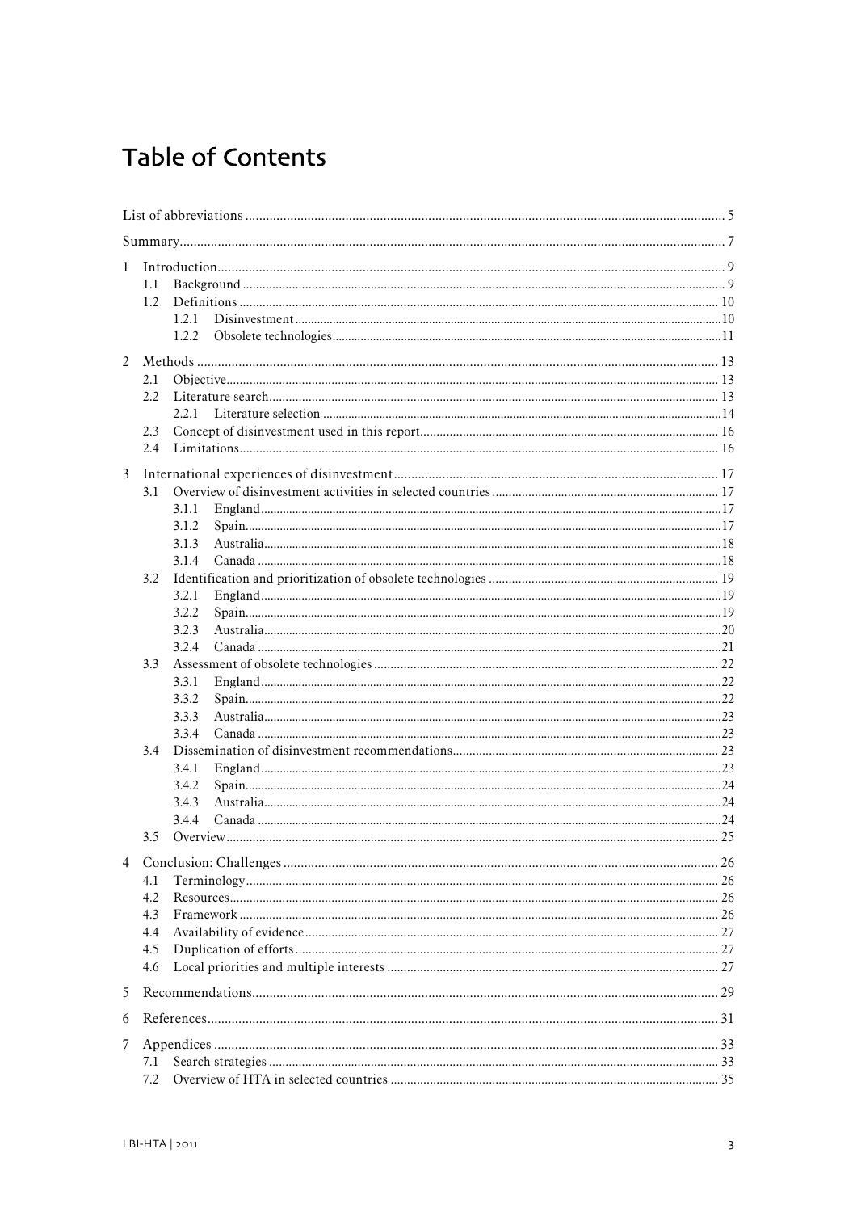# Table of Contents

List of abbreviations ........................................................................................................................................ 5

Summary........................................................................................................................................................ 7

1 Introduction.................................................................................................................................................. 9
   1.1 Background ............................................................................................................................................ 9
   1.2 Definitions ............................................................................................................................................ 10
      1.2.1 Disinvestment ................................................................................................................................. 10
      1.2.2 Obsolete technologies ..................................................................................................................... 11

2 Methods ...................................................................................................................................................... 13
   2.1 Objective............................................................................................................................................... 13
   2.2 Literature search................................................................................................................................... 13
      2.2.1 Literature selection ........................................................................................................................ 14
   2.3 Concept of disinvestment used in this report........................................................................................ 16
   2.4 Limitations............................................................................................................................................ 16

3 International experiences of disinvestment .............................................................................................. 17
   3.1 Overview of disinvestment activities in selected countries .................................................................. 17
      3.1.1 England .......................................................................................................................................... 17
      3.1.2 Spain............................................................................................................................................... 17
      3.1.3 Australia.......................................................................................................................................... 18
      3.1.4 Canada ........................................................................................................................................... 18
   3.2 Identification and prioritization of obsolete technologies .................................................................... 19
      3.2.1 England .......................................................................................................................................... 19
      3.2.2 Spain............................................................................................................................................... 19
      3.2.3 Australia.......................................................................................................................................... 20
      3.2.4 Canada ........................................................................................................................................... 21
   3.3 Assessment of obsolete technologies ..................................................................................................... 22
      3.3.1 England .......................................................................................................................................... 22
      3.3.2 Spain............................................................................................................................................... 22
      3.3.3 Australia.......................................................................................................................................... 23
      3.3.4 Canada ........................................................................................................................................... 23
   3.4 Dissemination of disinvestment recommendations............................................................................... 23
      3.4.1 England .......................................................................................................................................... 23
      3.4.2 Spain............................................................................................................................................... 24
      3.4.3 Australia.......................................................................................................................................... 24
      3.4.4 Canada ........................................................................................................................................... 24
   3.5 Overview............................................................................................................................................... 25

4 Conclusion: Challenges ............................................................................................................................. 26
   4.1 Terminology.......................................................................................................................................... 26
   4.2 Resources.............................................................................................................................................. 26
   4.3 Framework ........................................................................................................................................... 26
   4.4 Availability of evidence ......................................................................................................................... 27
   4.5 Duplication of efforts ............................................................................................................................ 27
   4.6 Local priorities and multiple interests .................................................................................................. 27

5 Recommendations...................................................................................................................................... 29

6 References................................................................................................................................................... 31

7 Appendices ................................................................................................................................................. 33
   7.1 Search strategies ................................................................................................................................... 33
   7.2 Overview of HTA in selected countries ................................................................................................. 35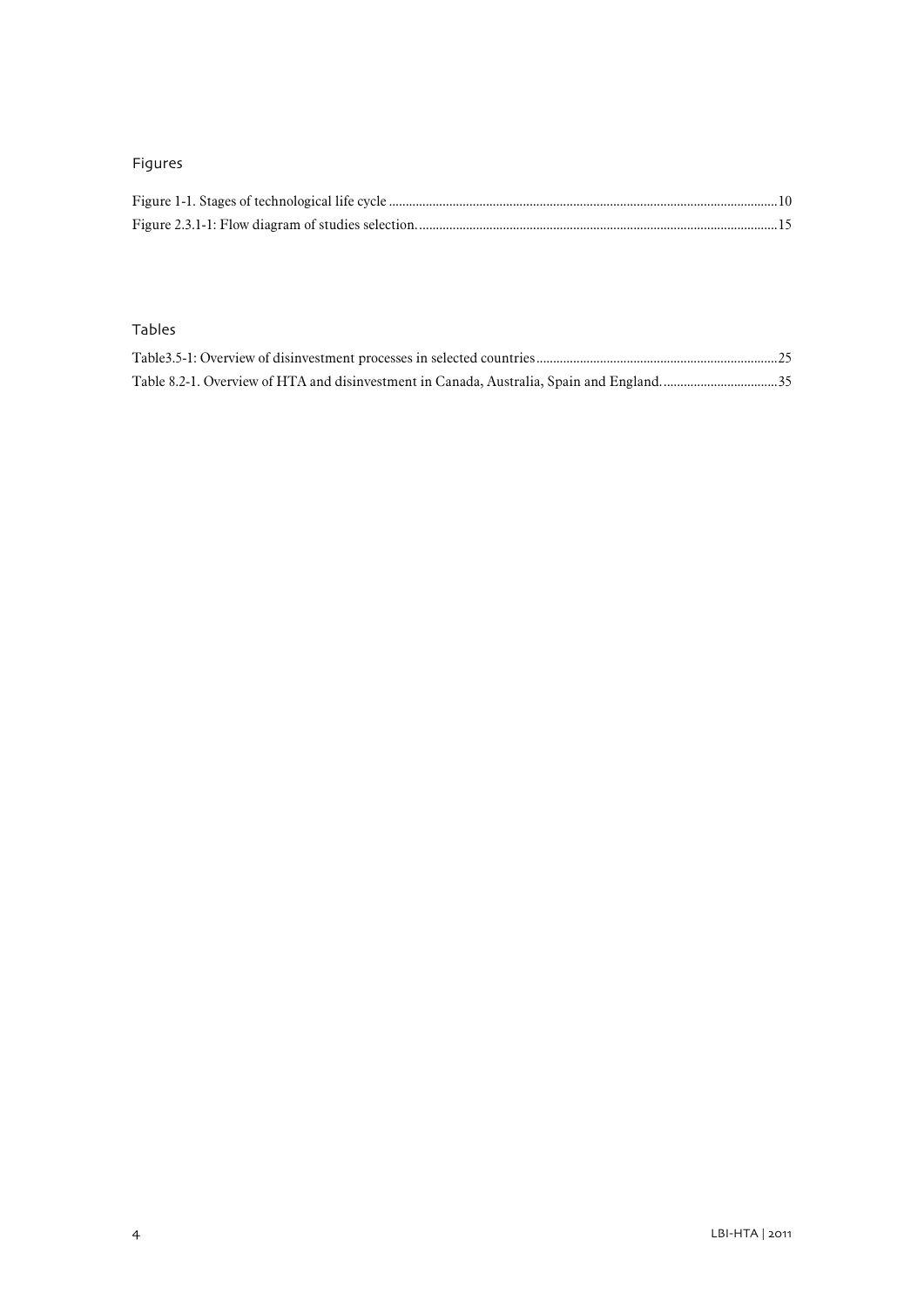## Figures

Figure 1-1. Stages of technological life cycle .......................................................................................................10

Figure 2.3.1-1: Flow diagram of studies selection. ...............................................................................................15

## Tables

Table3.5-1: Overview of disinvestment processes in selected countries ..........................................................25

Table 8.2-1. Overview of HTA and disinvestment in Canada, Australia, Spain and England. ..............................35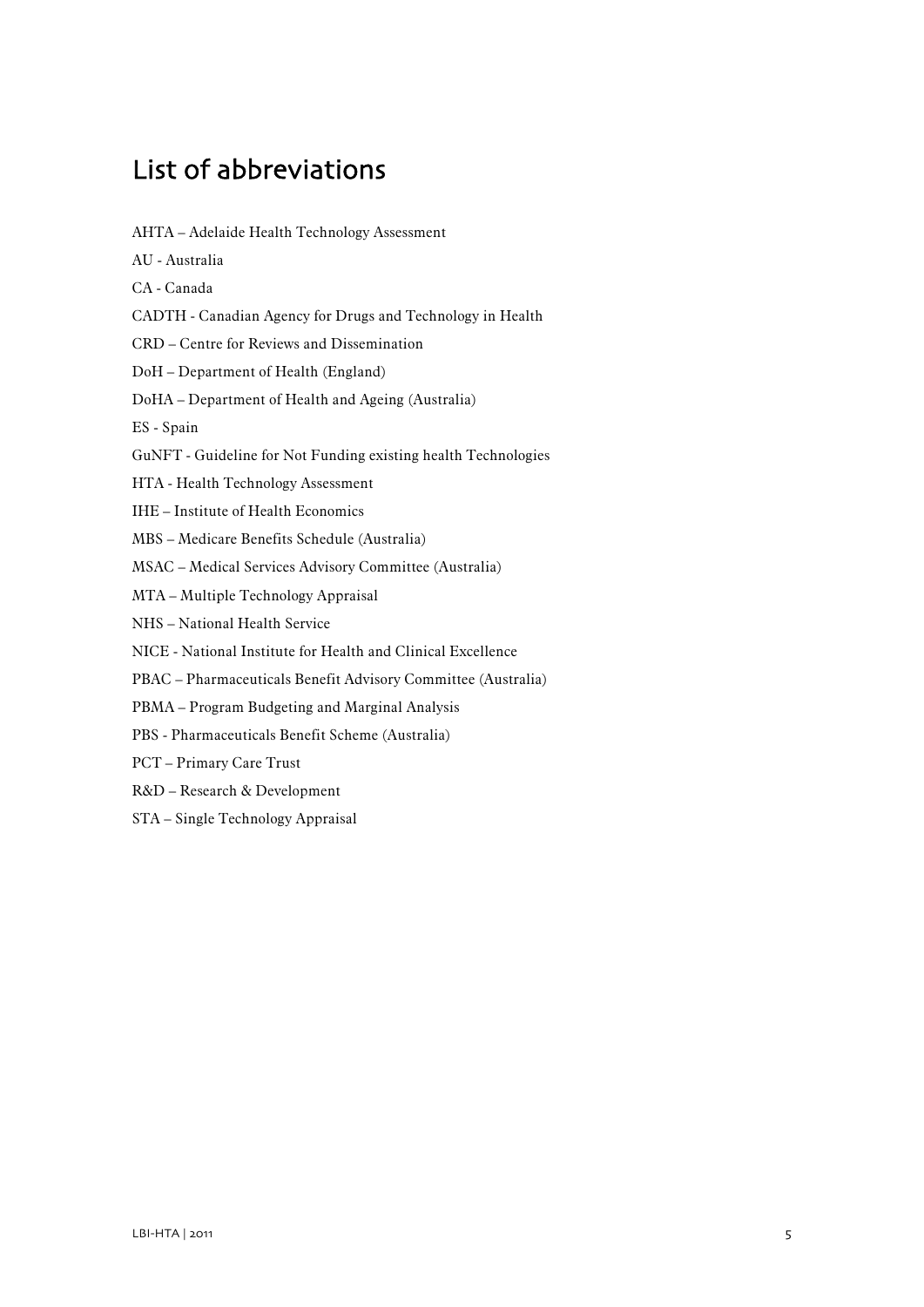# List of abbreviations

AHTA – Adelaide Health Technology Assessment

AU - Australia

CA - Canada

CADTH - Canadian Agency for Drugs and Technology in Health

CRD – Centre for Reviews and Dissemination

DoH – Department of Health (England)

DoHA – Department of Health and Ageing (Australia)

ES - Spain

GuNFT - Guideline for Not Funding existing health Technologies

HTA - Health Technology Assessment

IHE – Institute of Health Economics

MBS – Medicare Benefits Schedule (Australia)

MSAC – Medical Services Advisory Committee (Australia)

MTA – Multiple Technology Appraisal

NHS – National Health Service

NICE - National Institute for Health and Clinical Excellence

PBAC – Pharmaceuticals Benefit Advisory Committee (Australia)

PBMA – Program Budgeting and Marginal Analysis

PBS - Pharmaceuticals Benefit Scheme (Australia)

PCT – Primary Care Trust

R&D – Research & Development

STA – Single Technology Appraisal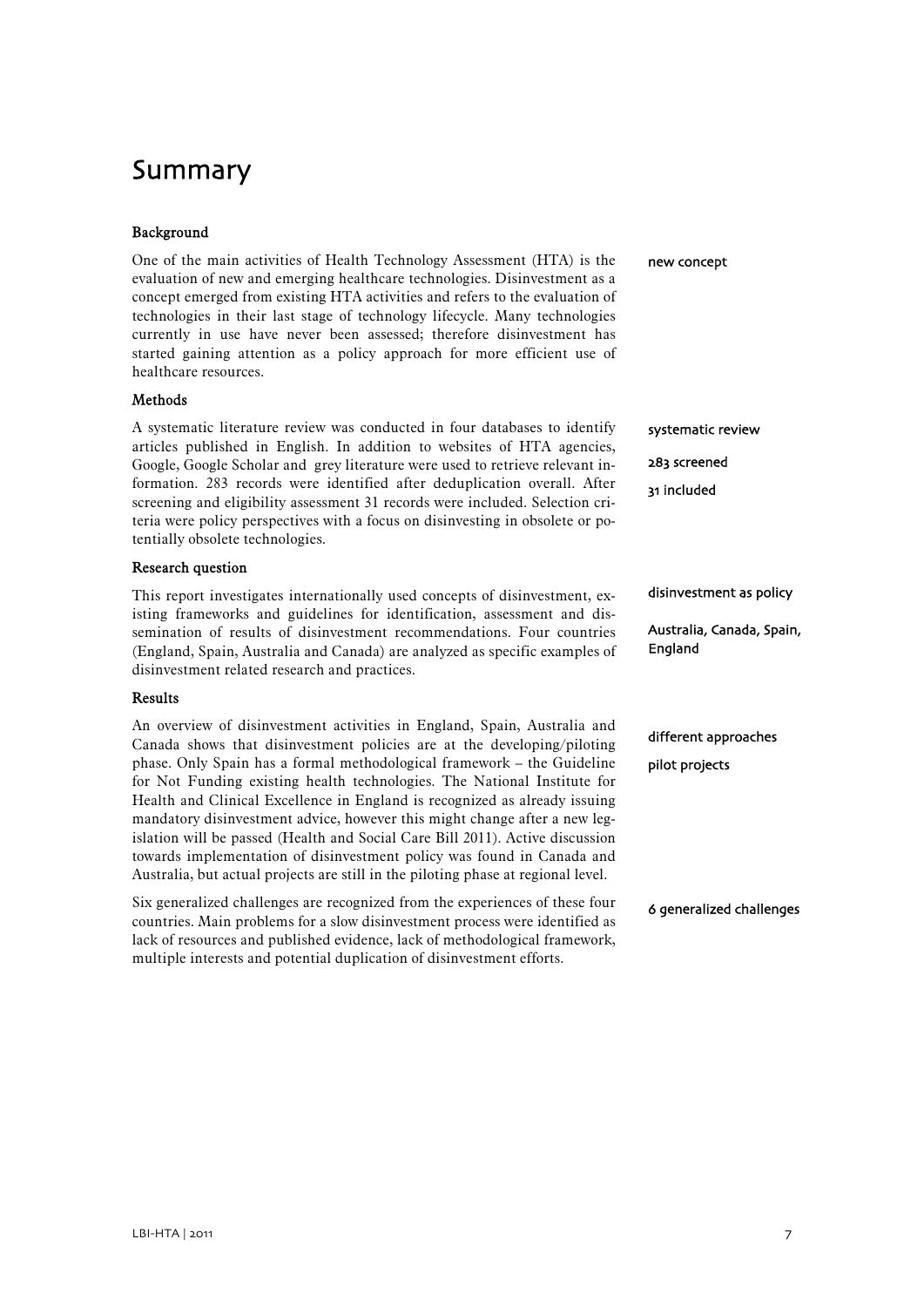# Summary

### Background

One of the main activities of Health Technology Assessment (HTA) is the evaluation of new and emerging healthcare technologies. Disinvestment as a concept emerged from existing HTA activities and refers to the evaluation of technologies in their last stage of technology lifecycle. Many technologies currently in use have never been assessed; therefore disinvestment has started gaining attention as a policy approach for more efficient use of healthcare resources.

new concept

### Methods

A systematic literature review was conducted in four databases to identify articles published in English. In addition to websites of HTA agencies, Google, Google Scholar and grey literature were used to retrieve relevant information. 283 records were identified after deduplication overall. After screening and eligibility assessment 31 records were included. Selection criteria were policy perspectives with a focus on disinvesting in obsolete or potentially obsolete technologies.

systematic review

283 screened

31 included

### Research question

This report investigates internationally used concepts of disinvestment, existing frameworks and guidelines for identification, assessment and dissemination of results of disinvestment recommendations. Four countries (England, Spain, Australia and Canada) are analyzed as specific examples of disinvestment related research and practices.

disinvestment as policy

Australia, Canada, Spain, England

### Results

An overview of disinvestment activities in England, Spain, Australia and Canada shows that disinvestment policies are at the developing/piloting phase. Only Spain has a formal methodological framework – the Guideline for Not Funding existing health technologies. The National Institute for Health and Clinical Excellence in England is recognized as already issuing mandatory disinvestment advice, however this might change after a new legislation will be passed (Health and Social Care Bill 2011). Active discussion towards implementation of disinvestment policy was found in Canada and Australia, but actual projects are still in the piloting phase at regional level.

different approaches

pilot projects

Six generalized challenges are recognized from the experiences of these four countries. Main problems for a slow disinvestment process were identified as lack of resources and published evidence, lack of methodological framework, multiple interests and potential duplication of disinvestment efforts.

6 generalized challenges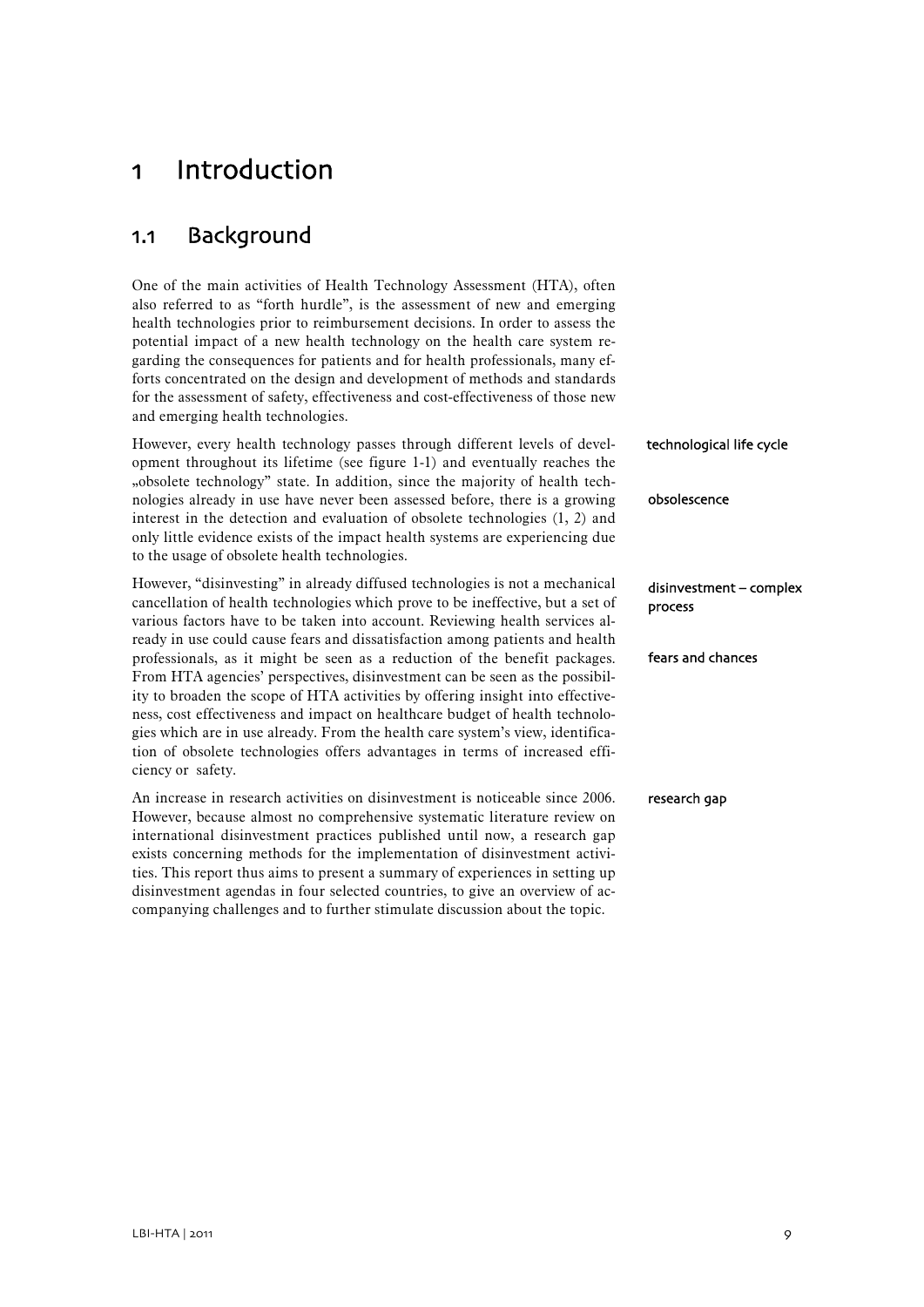# 1 Introduction

## 1.1 Background

One of the main activities of Health Technology Assessment (HTA), often also referred to as "forth hurdle", is the assessment of new and emerging health technologies prior to reimbursement decisions. In order to assess the potential impact of a new health technology on the health care system regarding the consequences for patients and for health professionals, many efforts concentrated on the design and development of methods and standards for the assessment of safety, effectiveness and cost-effectiveness of those new and emerging health technologies.

technological life cycle

However, every health technology passes through different levels of development throughout its lifetime (see figure 1-1) and eventually reaches the „obsolete technology" state. In addition, since the majority of health technologies already in use have never been assessed before, there is a growing interest in the detection and evaluation of obsolete technologies (1, 2) and only little evidence exists of the impact health systems are experiencing due to the usage of obsolete health technologies.

obsolescence

disinvestment – complex process

However, "disinvesting" in already diffused technologies is not a mechanical cancellation of health technologies which prove to be ineffective, but a set of various factors have to be taken into account. Reviewing health services already in use could cause fears and dissatisfaction among patients and health professionals, as it might be seen as a reduction of the benefit packages. From HTA agencies' perspectives, disinvestment can be seen as the possibility to broaden the scope of HTA activities by offering insight into effectiveness, cost effectiveness and impact on healthcare budget of health technologies which are in use already. From the health care system's view, identification of obsolete technologies offers advantages in terms of increased efficiency or safety.

fears and chances

research gap

An increase in research activities on disinvestment is noticeable since 2006. However, because almost no comprehensive systematic literature review on international disinvestment practices published until now, a research gap exists concerning methods for the implementation of disinvestment activities. This report thus aims to present a summary of experiences in setting up disinvestment agendas in four selected countries, to give an overview of accompanying challenges and to further stimulate discussion about the topic.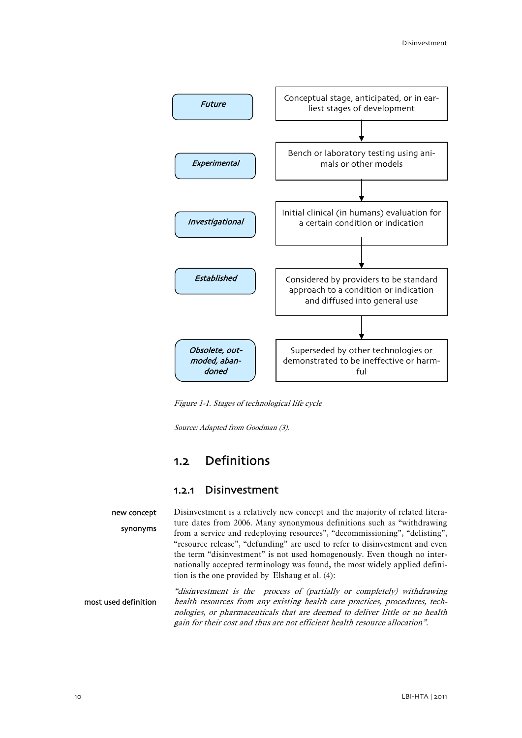| Stage | Description |
|---|---|
| *Future* | Conceptual stage, anticipated, or in earliest stages of development |
| *Experimental* | Bench or laboratory testing using animals or other models |
| *Investigational* | Initial clinical (in humans) evaluation for a certain condition or indication |
| *Established* | Considered by providers to be standard approach to a condition or indication and diffused into general use |
| *Obsolete, outmoded, abandoned* | Superseded by other technologies or demonstrated to be ineffective or harmful |

*Figure 1-1. Stages of technological life cycle*

*Source: Adapted from Goodman (3).*

## 1.2 Definitions

### 1.2.1 Disinvestment

new concept

synonyms

Disinvestment is a relatively new concept and the majority of related literature dates from 2006. Many synonymous definitions such as "withdrawing from a service and redeploying resources", "decommissioning", "delisting", "resource release", "defunding" are used to refer to disinvestment and even the term "disinvestment" is not used homogenously. Even though no internationally accepted terminology was found, the most widely applied definition is the one provided by Elshaug et al. (4):

most used definition

*"disinvestment is the process of (partially or completely) withdrawing health resources from any existing health care practices, procedures, technologies, or pharmaceuticals that are deemed to deliver little or no health gain for their cost and thus are not efficient health resource allocation".*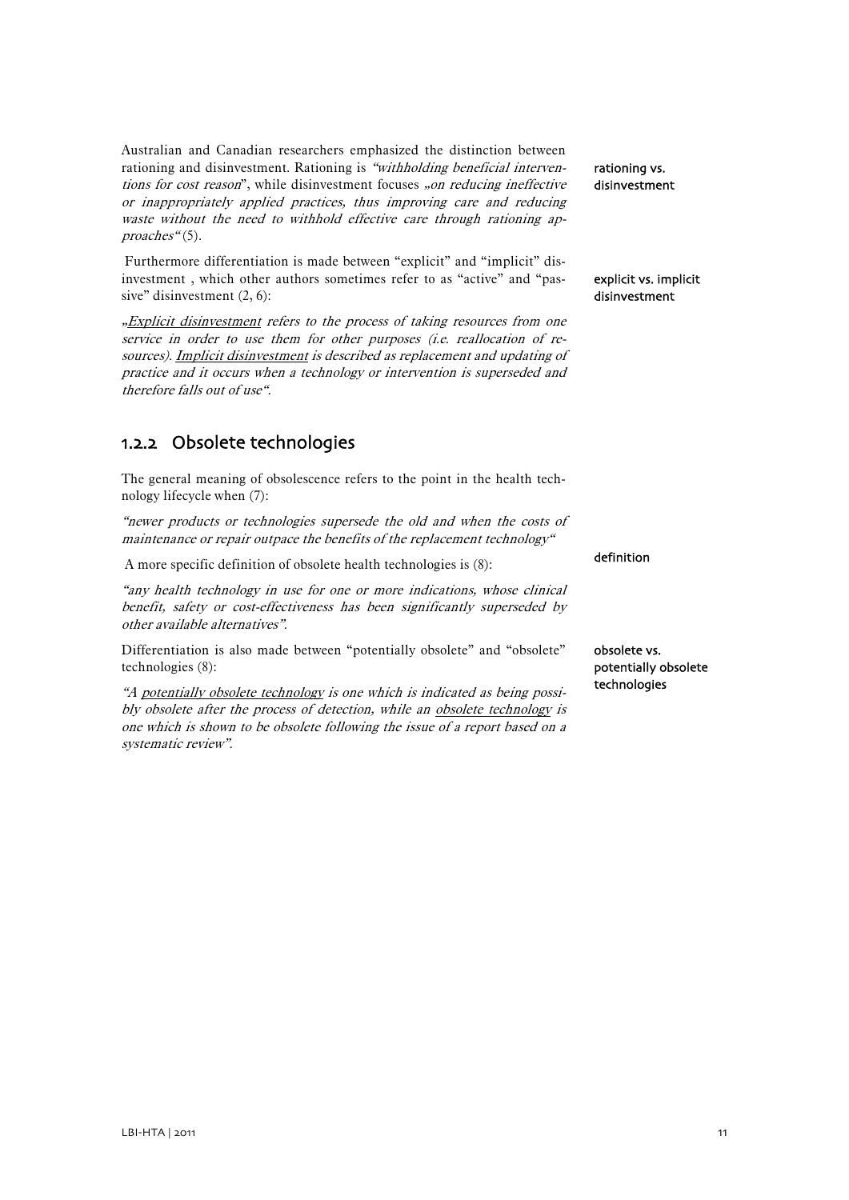Australian and Canadian researchers emphasized the distinction between rationing and disinvestment. Rationing is *"withholding beneficial interventions for cost reason"*, while disinvestment focuses *„on reducing ineffective or inappropriately applied practices, thus improving care and reducing waste without the need to withhold effective care through rationing approaches"* (5).

**rationing vs. disinvestment**

Furthermore differentiation is made between "explicit" and "implicit" disinvestment , which other authors sometimes refer to as "active" and "passive" disinvestment (2, 6):

**explicit vs. implicit disinvestment**

*„Explicit disinvestment refers to the process of taking resources from one service in order to use them for other purposes (i.e. reallocation of resources). Implicit disinvestment is described as replacement and updating of practice and it occurs when a technology or intervention is superseded and therefore falls out of use".*

### 1.2.2 Obsolete technologies

The general meaning of obsolescence refers to the point in the health technology lifecycle when (7):

*"newer products or technologies supersede the old and when the costs of maintenance or repair outpace the benefits of the replacement technology"*

A more specific definition of obsolete health technologies is (8):

**definition**

*"any health technology in use for one or more indications, whose clinical benefit, safety or cost-effectiveness has been significantly superseded by other available alternatives".*

Differentiation is also made between "potentially obsolete" and "obsolete" technologies (8):

**obsolete vs. potentially obsolete technologies**

*"A potentially obsolete technology is one which is indicated as being possibly obsolete after the process of detection, while an obsolete technology is one which is shown to be obsolete following the issue of a report based on a systematic review".*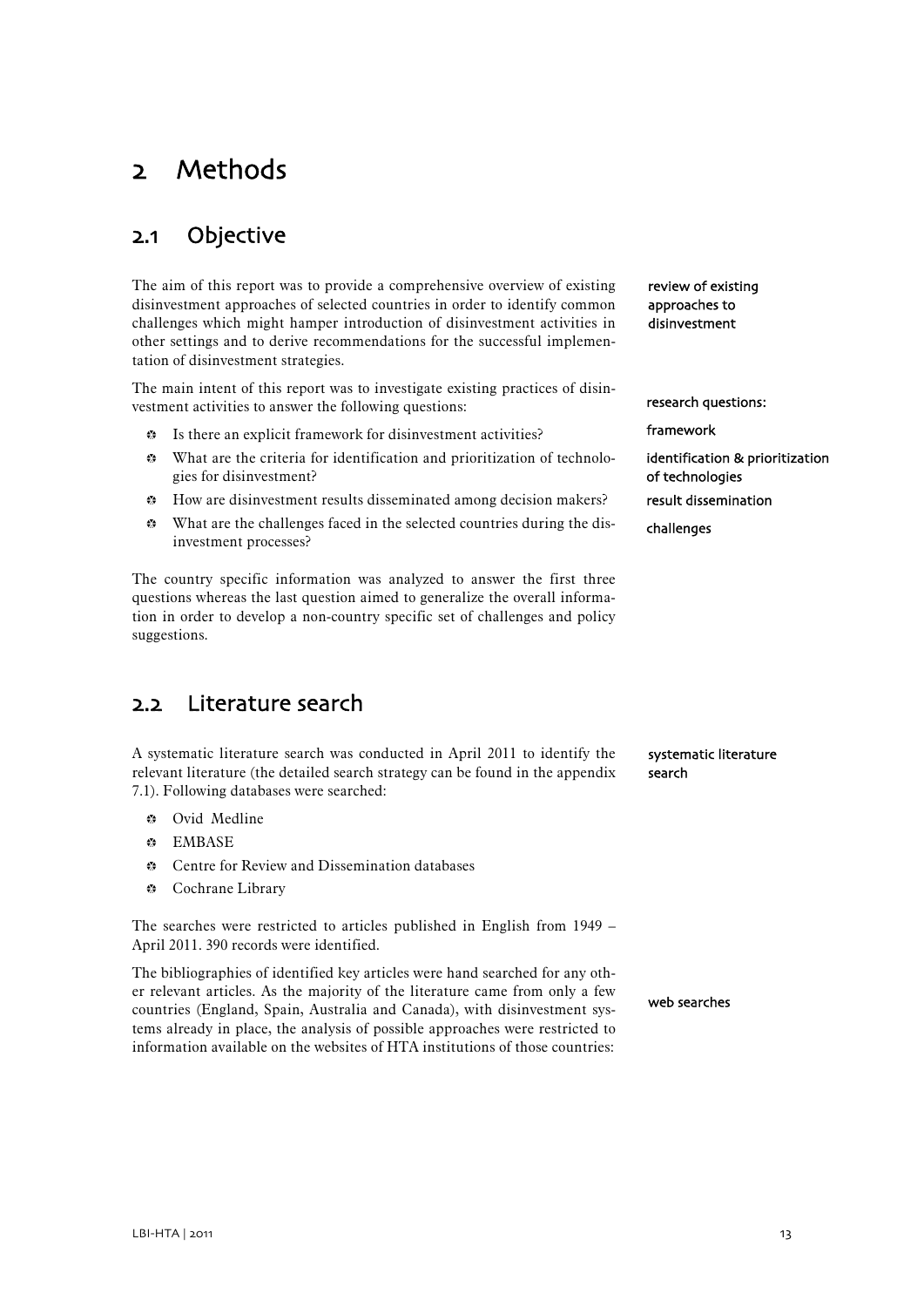# 2 Methods

## 2.1 Objective

review of existing approaches to disinvestment

The aim of this report was to provide a comprehensive overview of existing disinvestment approaches of selected countries in order to identify common challenges which might hamper introduction of disinvestment activities in other settings and to derive recommendations for the successful implementation of disinvestment strategies.

research questions:

The main intent of this report was to investigate existing practices of disinvestment activities to answer the following questions:

- Is there an explicit framework for disinvestment activities? (framework)
- What are the criteria for identification and prioritization of technologies for disinvestment? (identification & prioritization of technologies)
- How are disinvestment results disseminated among decision makers? (result dissemination)
- What are the challenges faced in the selected countries during the disinvestment processes? (challenges)

The country specific information was analyzed to answer the first three questions whereas the last question aimed to generalize the overall information in order to develop a non-country specific set of challenges and policy suggestions.

## 2.2 Literature search

systematic literature search

A systematic literature search was conducted in April 2011 to identify the relevant literature (the detailed search strategy can be found in the appendix 7.1). Following databases were searched:

- Ovid Medline
- EMBASE
- Centre for Review and Dissemination databases
- Cochrane Library

The searches were restricted to articles published in English from 1949 – April 2011. 390 records were identified.

web searches

The bibliographies of identified key articles were hand searched for any other relevant articles. As the majority of the literature came from only a few countries (England, Spain, Australia and Canada), with disinvestment systems already in place, the analysis of possible approaches were restricted to information available on the websites of HTA institutions of those countries: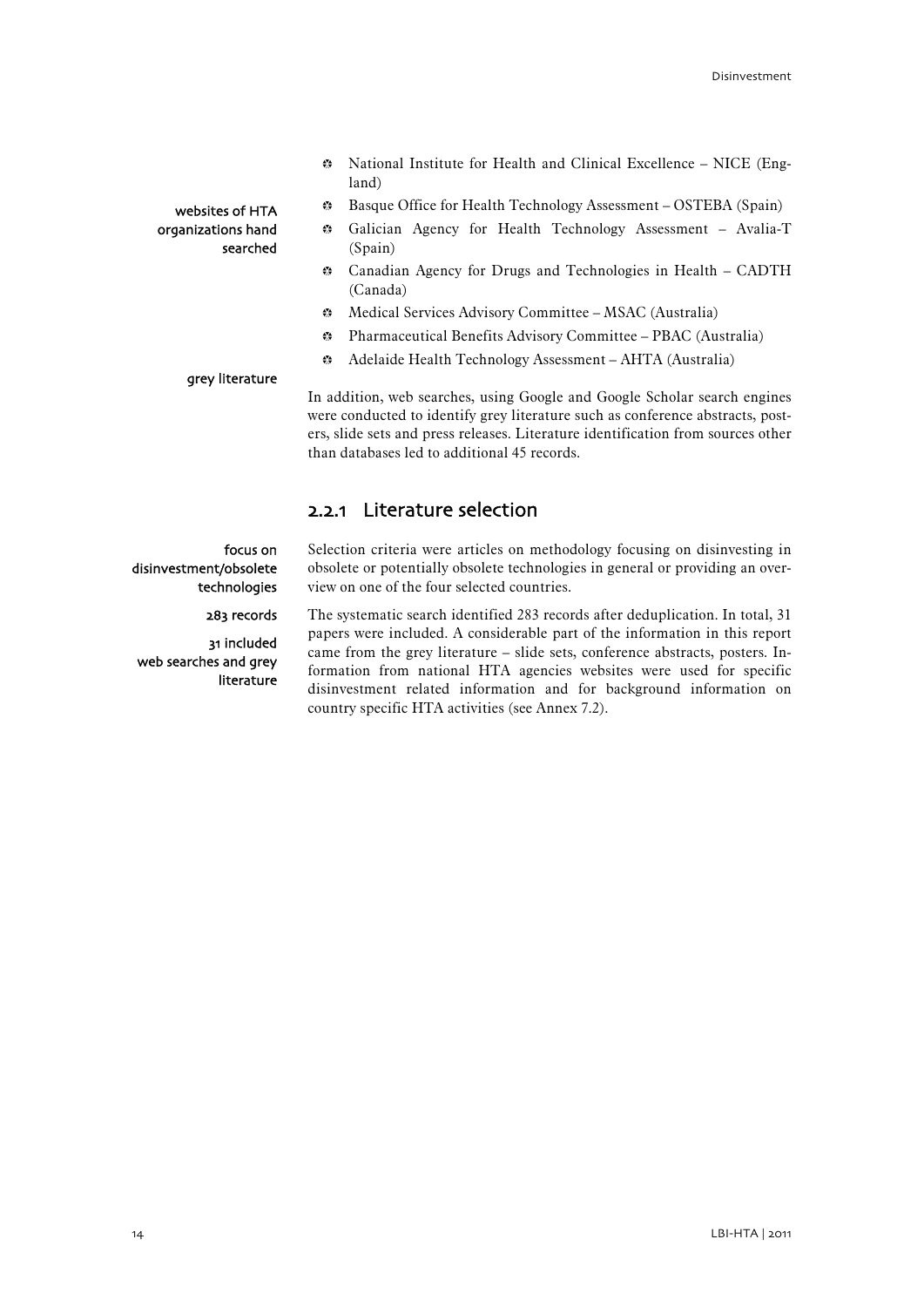- National Institute for Health and Clinical Excellence – NICE (England)
- Basque Office for Health Technology Assessment – OSTEBA (Spain)
- Galician Agency for Health Technology Assessment – Avalia-T (Spain)
- Canadian Agency for Drugs and Technologies in Health – CADTH (Canada)
- Medical Services Advisory Committee – MSAC (Australia)
- Pharmaceutical Benefits Advisory Committee – PBAC (Australia)
- Adelaide Health Technology Assessment – AHTA (Australia)

websites of HTA organizations hand searched

grey literature

In addition, web searches, using Google and Google Scholar search engines were conducted to identify grey literature such as conference abstracts, posters, slide sets and press releases. Literature identification from sources other than databases led to additional 45 records.

### 2.2.1 Literature selection

focus on disinvestment/obsolete technologies

Selection criteria were articles on methodology focusing on disinvesting in obsolete or potentially obsolete technologies in general or providing an overview on one of the four selected countries.

283 records

31 included web searches and grey literature

The systematic search identified 283 records after deduplication. In total, 31 papers were included. A considerable part of the information in this report came from the grey literature – slide sets, conference abstracts, posters. Information from national HTA agencies websites were used for specific disinvestment related information and for background information on country specific HTA activities (see Annex 7.2).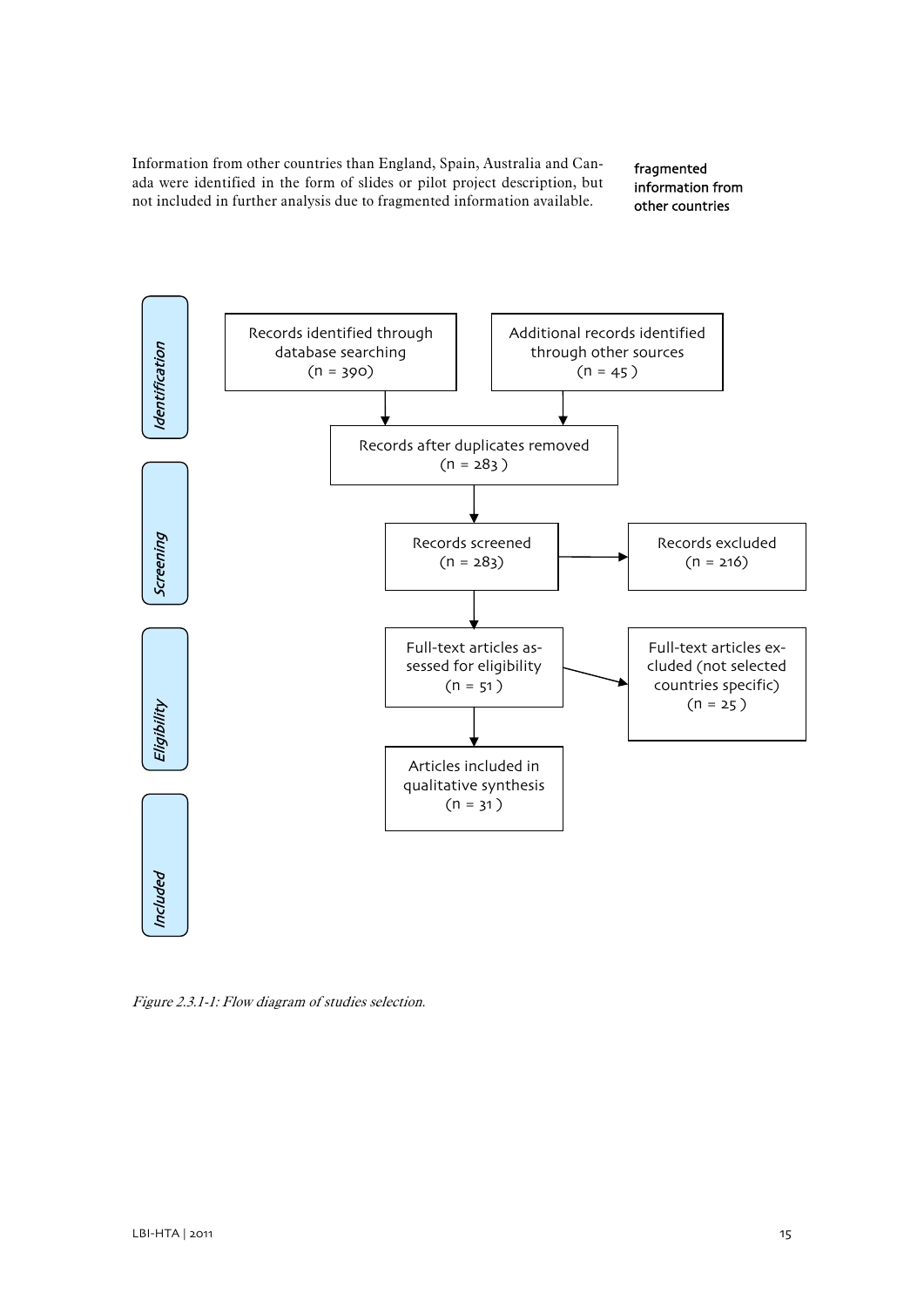Information from other countries than England, Spain, Australia and Canada were identified in the form of slides or pilot project description, but not included in further analysis due to fragmented information available.

fragmented information from other countries

**Identification**

Records identified through database searching (n = 390)

Additional records identified through other sources (n = 45 )

Records after duplicates removed (n = 283 )

**Screening**

Records screened (n = 283)

Records excluded (n = 216)

**Eligibility**

Full-text articles assessed for eligibility (n = 51 )

Full-text articles excluded (not selected countries specific) (n = 25 )

**Included**

Articles included in qualitative synthesis (n = 31 )

*Figure 2.3.1-1: Flow diagram of studies selection.*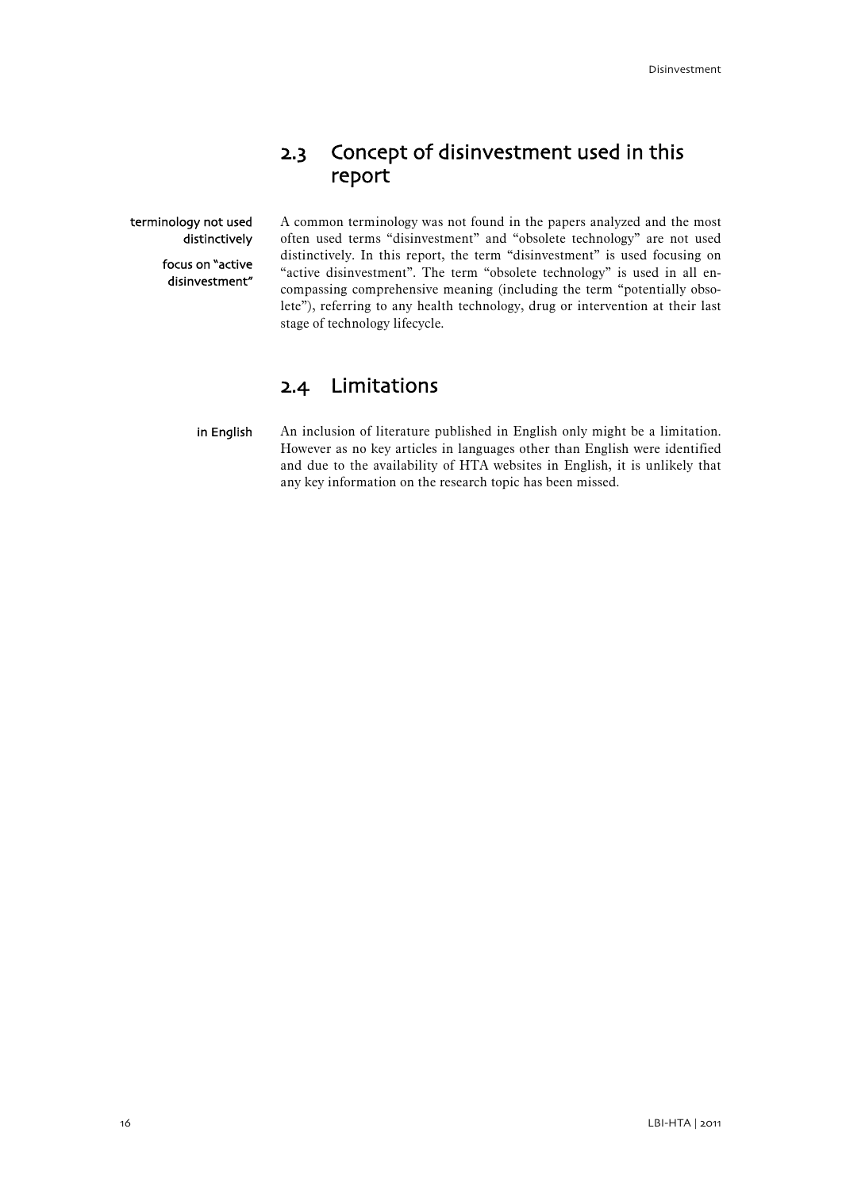## 2.3 Concept of disinvestment used in this report

terminology not used distinctively

focus on "active disinvestment"

A common terminology was not found in the papers analyzed and the most often used terms "disinvestment" and "obsolete technology" are not used distinctively. In this report, the term "disinvestment" is used focusing on "active disinvestment". The term "obsolete technology" is used in all encompassing comprehensive meaning (including the term "potentially obsolete"), referring to any health technology, drug or intervention at their last stage of technology lifecycle.

## 2.4 Limitations

in English

An inclusion of literature published in English only might be a limitation. However as no key articles in languages other than English were identified and due to the availability of HTA websites in English, it is unlikely that any key information on the research topic has been missed.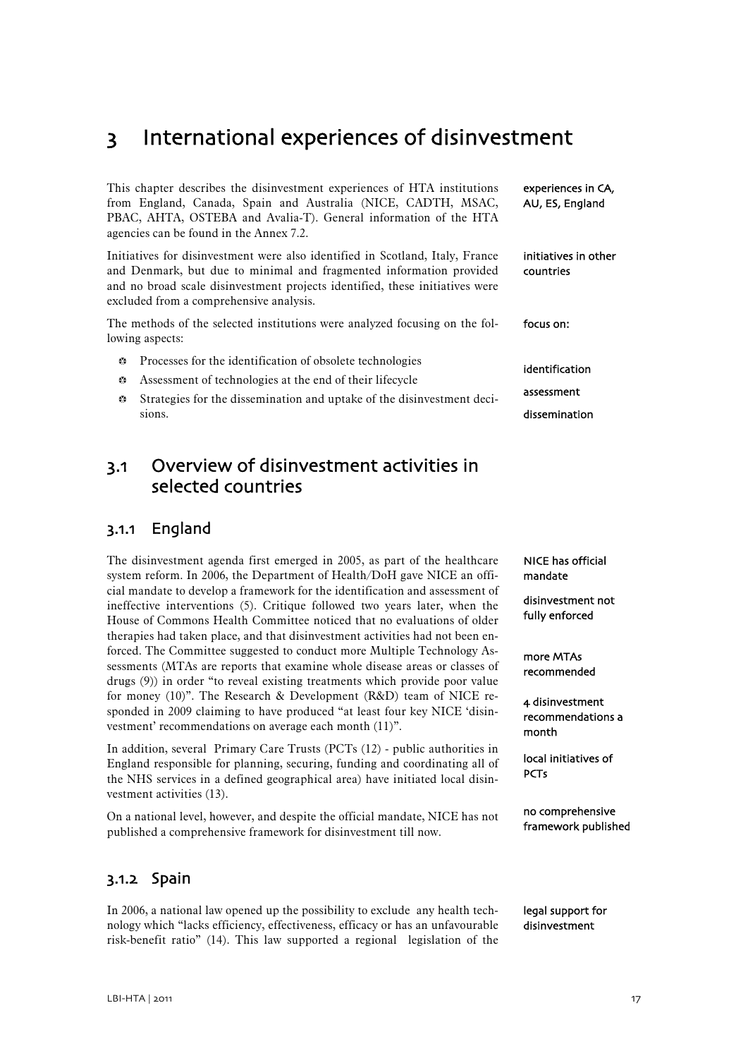# 3 International experiences of disinvestment

This chapter describes the disinvestment experiences of HTA institutions from England, Canada, Spain and Australia (NICE, CADTH, MSAC, PBAC, AHTA, OSTEBA and Avalia-T). General information of the HTA agencies can be found in the Annex 7.2.

experiences in CA, AU, ES, England

Initiatives for disinvestment were also identified in Scotland, Italy, France and Denmark, but due to minimal and fragmented information provided and no broad scale disinvestment projects identified, these initiatives were excluded from a comprehensive analysis.

initiatives in other countries

The methods of the selected institutions were analyzed focusing on the following aspects:

focus on:

- Processes for the identification of obsolete technologies
- Assessment of technologies at the end of their lifecycle
- Strategies for the dissemination and uptake of the disinvestment decisions.

identification

assessment

dissemination

## 3.1 Overview of disinvestment activities in selected countries

### 3.1.1 England

The disinvestment agenda first emerged in 2005, as part of the healthcare system reform. In 2006, the Department of Health/DoH gave NICE an official mandate to develop a framework for the identification and assessment of ineffective interventions (5). Critique followed two years later, when the House of Commons Health Committee noticed that no evaluations of older therapies had taken place, and that disinvestment activities had not been enforced. The Committee suggested to conduct more Multiple Technology Assessments (MTAs are reports that examine whole disease areas or classes of drugs (9)) in order "to reveal existing treatments which provide poor value for money (10)". The Research & Development (R&D) team of NICE responded in 2009 claiming to have produced "at least four key NICE 'disinvestment' recommendations on average each month (11)".

NICE has official mandate

disinvestment not fully enforced

more MTAs recommended

4 disinvestment recommendations a month

In addition, several Primary Care Trusts (PCTs (12) - public authorities in England responsible for planning, securing, funding and coordinating all of the NHS services in a defined geographical area) have initiated local disinvestment activities (13).

local initiatives of PCTs

On a national level, however, and despite the official mandate, NICE has not published a comprehensive framework for disinvestment till now.

no comprehensive framework published

### 3.1.2 Spain

In 2006, a national law opened up the possibility to exclude any health technology which "lacks efficiency, effectiveness, efficacy or has an unfavourable risk-benefit ratio" (14). This law supported a regional legislation of the

legal support for disinvestment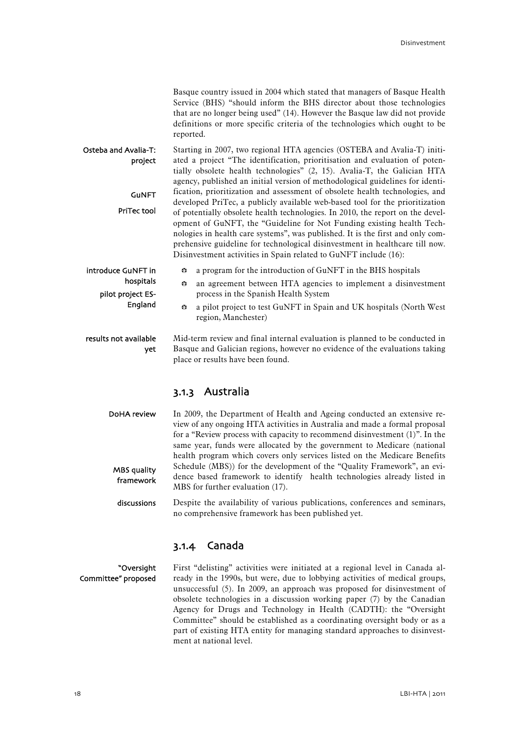Basque country issued in 2004 which stated that managers of Basque Health Service (BHS) "should inform the BHS director about those technologies that are no longer being used" (14). However the Basque law did not provide definitions or more specific criteria of the technologies which ought to be reported.

**Osteba and Avalia-T: project**

**GuNFT**

**PriTec tool**

Starting in 2007, two regional HTA agencies (OSTEBA and Avalia-T) initiated a project "The identification, prioritisation and evaluation of potentially obsolete health technologies" (2, 15). Avalia-T, the Galician HTA agency, published an initial version of methodological guidelines for identification, prioritization and assessment of obsolete health technologies, and developed PriTec, a publicly available web-based tool for the prioritization of potentially obsolete health technologies. In 2010, the report on the development of GuNFT, the "Guideline for Not Funding existing health Technologies in health care systems", was published. It is the first and only comprehensive guideline for technological disinvestment in healthcare till now. Disinvestment activities in Spain related to GuNFT include (16):

**introduce GuNFT in hospitals**

**pilot project ES-England**

- a program for the introduction of GuNFT in the BHS hospitals
- an agreement between HTA agencies to implement a disinvestment process in the Spanish Health System
- a pilot project to test GuNFT in Spain and UK hospitals (North West region, Manchester)

**results not available yet**

Mid-term review and final internal evaluation is planned to be conducted in Basque and Galician regions, however no evidence of the evaluations taking place or results have been found.

### 3.1.3 Australia

**DoHA review**

**MBS quality framework**

In 2009, the Department of Health and Ageing conducted an extensive review of any ongoing HTA activities in Australia and made a formal proposal for a "Review process with capacity to recommend disinvestment (1)". In the same year, funds were allocated by the government to Medicare (national health program which covers only services listed on the Medicare Benefits Schedule (MBS)) for the development of the "Quality Framework", an evidence based framework to identify health technologies already listed in MBS for further evaluation (17).

**discussions**

Despite the availability of various publications, conferences and seminars, no comprehensive framework has been published yet.

### 3.1.4 Canada

**"Oversight Committee" proposed**

First "delisting" activities were initiated at a regional level in Canada already in the 1990s, but were, due to lobbying activities of medical groups, unsuccessful (5). In 2009, an approach was proposed for disinvestment of obsolete technologies in a discussion working paper (7) by the Canadian Agency for Drugs and Technology in Health (CADTH): the "Oversight Committee" should be established as a coordinating oversight body or as a part of existing HTA entity for managing standard approaches to disinvestment at national level.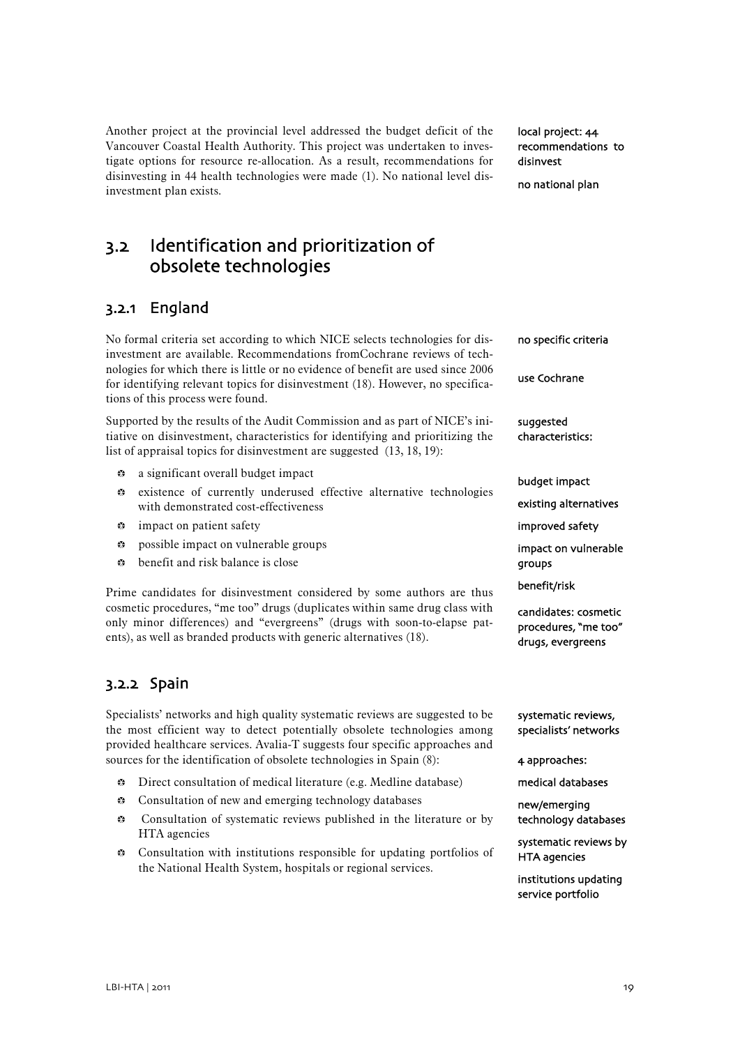Another project at the provincial level addressed the budget deficit of the Vancouver Coastal Health Authority. This project was undertaken to investigate options for resource re-allocation. As a result, recommendations for disinvesting in 44 health technologies were made (1). No national level disinvestment plan exists.

local project: 44 recommendations to disinvest

no national plan

## 3.2 Identification and prioritization of obsolete technologies

### 3.2.1 England

No formal criteria set according to which NICE selects technologies for disinvestment are available. Recommendations fromCochrane reviews of technologies for which there is little or no evidence of benefit are used since 2006 for identifying relevant topics for disinvestment (18). However, no specifications of this process were found.

no specific criteria

use Cochrane

Supported by the results of the Audit Commission and as part of NICE's initiative on disinvestment, characteristics for identifying and prioritizing the list of appraisal topics for disinvestment are suggested (13, 18, 19):

suggested characteristics:

- a significant overall budget impact
- existence of currently underused effective alternative technologies with demonstrated cost-effectiveness
- impact on patient safety
- possible impact on vulnerable groups
- benefit and risk balance is close

budget impact

existing alternatives

improved safety

impact on vulnerable groups

benefit/risk

Prime candidates for disinvestment considered by some authors are thus cosmetic procedures, "me too" drugs (duplicates within same drug class with only minor differences) and "evergreens" (drugs with soon-to-elapse patents), as well as branded products with generic alternatives (18).

candidates: cosmetic procedures, "me too" drugs, evergreens

### 3.2.2 Spain

Specialists' networks and high quality systematic reviews are suggested to be the most efficient way to detect potentially obsolete technologies among provided healthcare services. Avalia-T suggests four specific approaches and sources for the identification of obsolete technologies in Spain (8):

systematic reviews, specialists' networks

4 approaches:

- Direct consultation of medical literature (e.g. Medline database)
- Consultation of new and emerging technology databases
- Consultation of systematic reviews published in the literature or by HTA agencies
- Consultation with institutions responsible for updating portfolios of the National Health System, hospitals or regional services.

medical databases

new/emerging technology databases

systematic reviews by HTA agencies

institutions updating service portfolio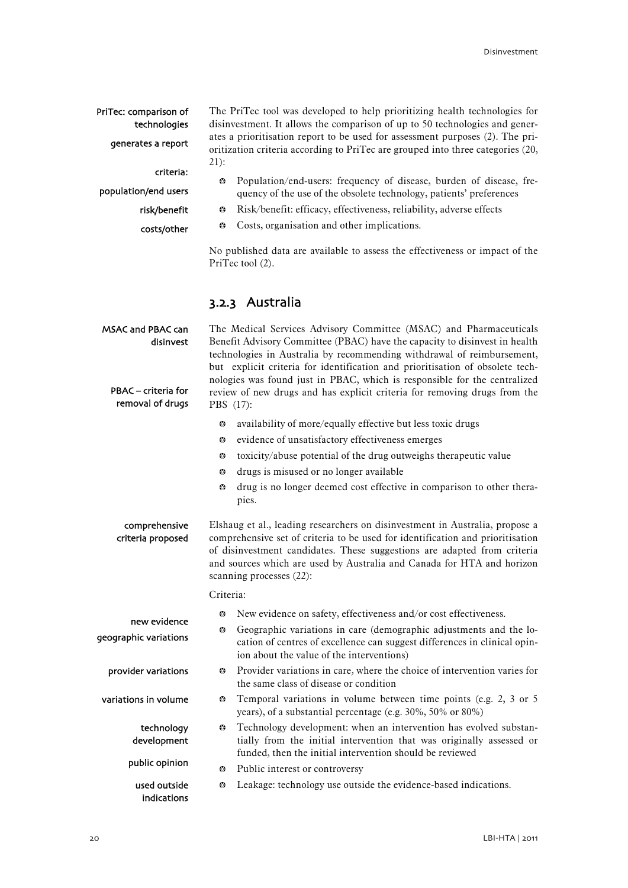PriTec: comparison of technologies

generates a report

The PriTec tool was developed to help prioritizing health technologies for disinvestment. It allows the comparison of up to 50 technologies and generates a prioritisation report to be used for assessment purposes (2). The prioritization criteria according to PriTec are grouped into three categories (20, 21):

criteria:

population/end users

risk/benefit

costs/other

- Population/end-users: frequency of disease, burden of disease, frequency of the use of the obsolete technology, patients' preferences
- Risk/benefit: efficacy, effectiveness, reliability, adverse effects
- Costs, organisation and other implications.

No published data are available to assess the effectiveness or impact of the PriTec tool (2).

### 3.2.3 Australia

MSAC and PBAC can disinvest

PBAC – criteria for removal of drugs

The Medical Services Advisory Committee (MSAC) and Pharmaceuticals Benefit Advisory Committee (PBAC) have the capacity to disinvest in health technologies in Australia by recommending withdrawal of reimbursement, but explicit criteria for identification and prioritisation of obsolete technologies was found just in PBAC, which is responsible for the centralized review of new drugs and has explicit criteria for removing drugs from the PBS (17):

- availability of more/equally effective but less toxic drugs
- evidence of unsatisfactory effectiveness emerges
- toxicity/abuse potential of the drug outweighs therapeutic value
- drugs is misused or no longer available
- drug is no longer deemed cost effective in comparison to other therapies.

comprehensive criteria proposed

Elshaug et al., leading researchers on disinvestment in Australia, propose a comprehensive set of criteria to be used for identification and prioritisation of disinvestment candidates. These suggestions are adapted from criteria and sources which are used by Australia and Canada for HTA and horizon scanning processes (22):

Criteria:

new evidence

geographic variations

provider variations

variations in volume

technology development

public opinion

used outside indications

- New evidence on safety, effectiveness and/or cost effectiveness.
- Geographic variations in care (demographic adjustments and the location of centres of excellence can suggest differences in clinical opinion about the value of the interventions)
- Provider variations in care, where the choice of intervention varies for the same class of disease or condition
- Temporal variations in volume between time points (e.g. 2, 3 or 5 years), of a substantial percentage (e.g. 30%, 50% or 80%)
- Technology development: when an intervention has evolved substantially from the initial intervention that was originally assessed or funded, then the initial intervention should be reviewed
- Public interest or controversy
- Leakage: technology use outside the evidence-based indications.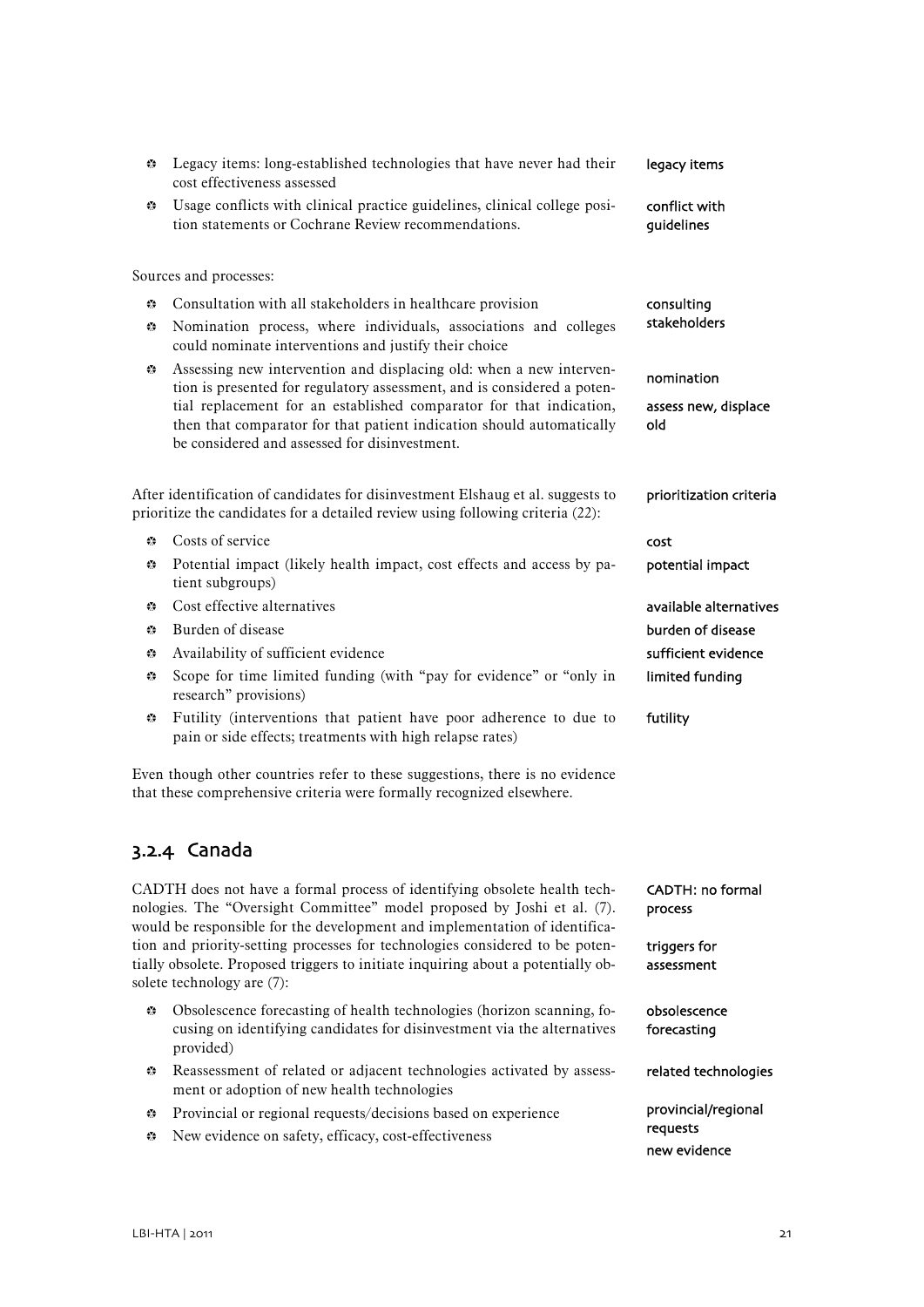- Legacy items: long-established technologies that have never had their cost effectiveness assessed
- Usage conflicts with clinical practice guidelines, clinical college position statements or Cochrane Review recommendations.

legacy items

conflict with guidelines

Sources and processes:

- Consultation with all stakeholders in healthcare provision
- Nomination process, where individuals, associations and colleges could nominate interventions and justify their choice
- Assessing new intervention and displacing old: when a new intervention is presented for regulatory assessment, and is considered a potential replacement for an established comparator for that indication, then that comparator for that patient indication should automatically be considered and assessed for disinvestment.

consulting stakeholders

nomination

assess new, displace old

After identification of candidates for disinvestment Elshaug et al. suggests to prioritize the candidates for a detailed review using following criteria (22):

prioritization criteria

- Costs of service
- Potential impact (likely health impact, cost effects and access by patient subgroups)
- Cost effective alternatives
- Burden of disease
- Availability of sufficient evidence
- Scope for time limited funding (with "pay for evidence" or "only in research" provisions)
- Futility (interventions that patient have poor adherence to due to pain or side effects; treatments with high relapse rates)

cost

potential impact

available alternatives

burden of disease

sufficient evidence

limited funding

futility

Even though other countries refer to these suggestions, there is no evidence that these comprehensive criteria were formally recognized elsewhere.

### 3.2.4 Canada

CADTH does not have a formal process of identifying obsolete health technologies. The "Oversight Committee" model proposed by Joshi et al. (7). would be responsible for the development and implementation of identification and priority-setting processes for technologies considered to be potentially obsolete. Proposed triggers to initiate inquiring about a potentially obsolete technology are (7):

CADTH: no formal process

triggers for assessment

- Obsolescence forecasting of health technologies (horizon scanning, focusing on identifying candidates for disinvestment via the alternatives provided)
- Reassessment of related or adjacent technologies activated by assessment or adoption of new health technologies
- Provincial or regional requests/decisions based on experience
- New evidence on safety, efficacy, cost-effectiveness

obsolescence forecasting

related technologies

provincial/regional requests

new evidence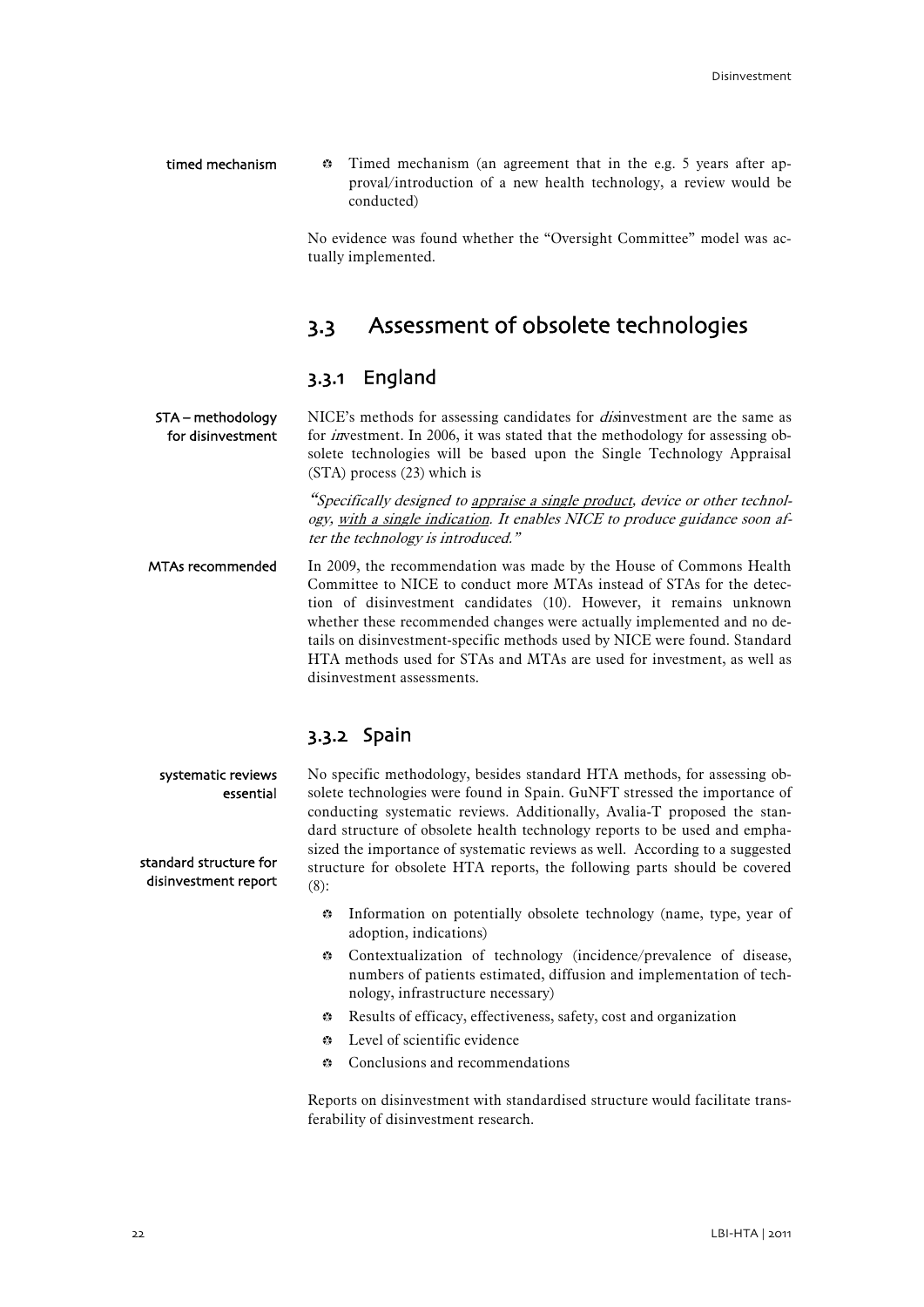timed mechanism

- Timed mechanism (an agreement that in the e.g. 5 years after approval/introduction of a new health technology, a review would be conducted)

No evidence was found whether the "Oversight Committee" model was actually implemented.

## 3.3 Assessment of obsolete technologies

### 3.3.1 England

STA – methodology for disinvestment

NICE's methods for assessing candidates for *dis*investment are the same as for *in*vestment. In 2006, it was stated that the methodology for assessing obsolete technologies will be based upon the Single Technology Appraisal (STA) process (23) which is

*"Specifically designed to appraise a single product, device or other technology, with a single indication. It enables NICE to produce guidance soon after the technology is introduced."*

MTAs recommended

In 2009, the recommendation was made by the House of Commons Health Committee to NICE to conduct more MTAs instead of STAs for the detection of disinvestment candidates (10). However, it remains unknown whether these recommended changes were actually implemented and no details on disinvestment-specific methods used by NICE were found. Standard HTA methods used for STAs and MTAs are used for investment, as well as disinvestment assessments.

### 3.3.2 Spain

systematic reviews essential

standard structure for disinvestment report

No specific methodology, besides standard HTA methods, for assessing obsolete technologies were found in Spain. GuNFT stressed the importance of conducting systematic reviews. Additionally, Avalia-T proposed the standard structure of obsolete health technology reports to be used and emphasized the importance of systematic reviews as well. According to a suggested structure for obsolete HTA reports, the following parts should be covered (8):

- Information on potentially obsolete technology (name, type, year of adoption, indications)
- Contextualization of technology (incidence/prevalence of disease, numbers of patients estimated, diffusion and implementation of technology, infrastructure necessary)
- Results of efficacy, effectiveness, safety, cost and organization
- Level of scientific evidence
- Conclusions and recommendations

Reports on disinvestment with standardised structure would facilitate transferability of disinvestment research.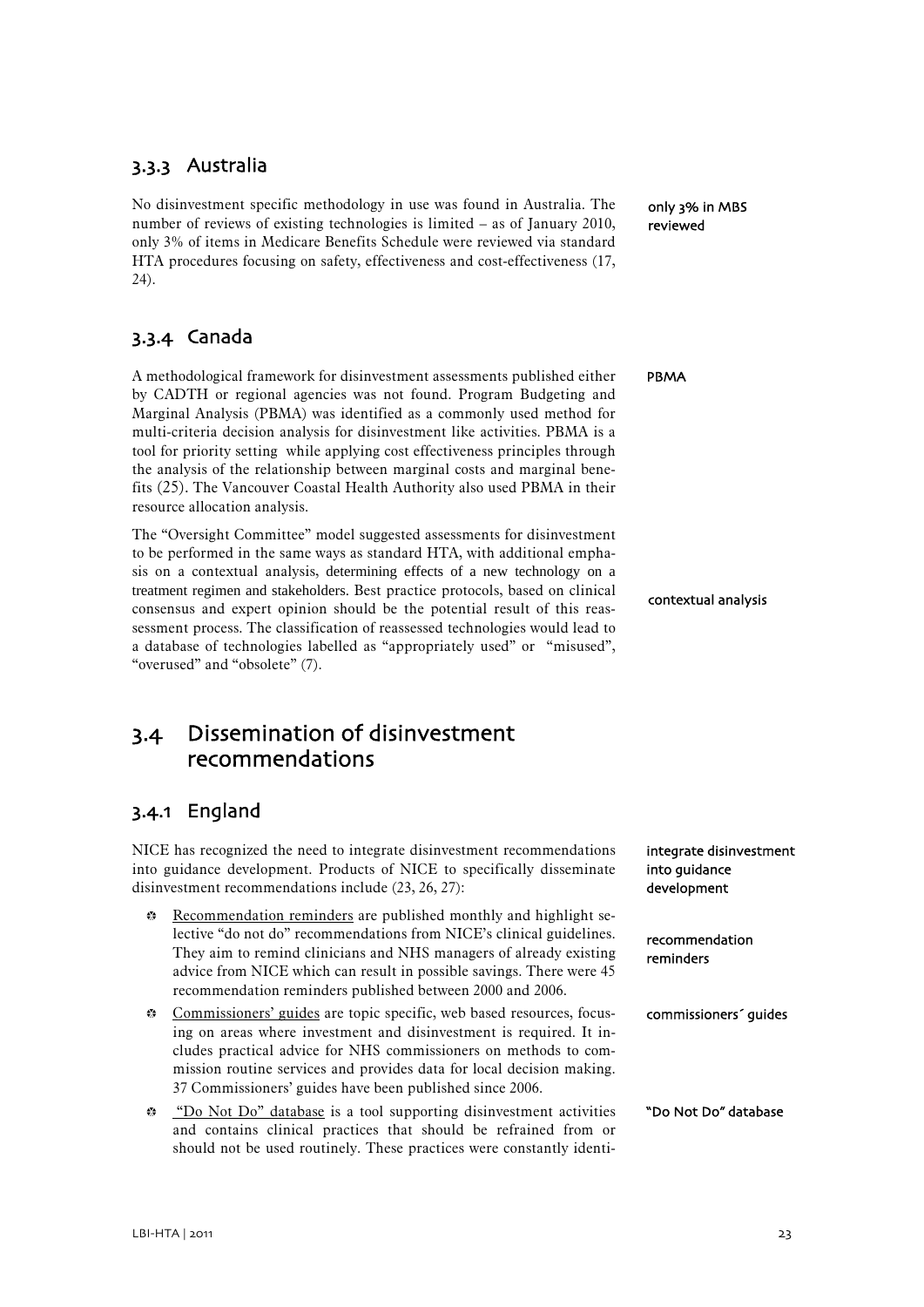### 3.3.3 Australia

only 3% in MBS reviewed

No disinvestment specific methodology in use was found in Australia. The number of reviews of existing technologies is limited – as of January 2010, only 3% of items in Medicare Benefits Schedule were reviewed via standard HTA procedures focusing on safety, effectiveness and cost-effectiveness (17, 24).

### 3.3.4 Canada

PBMA

A methodological framework for disinvestment assessments published either by CADTH or regional agencies was not found. Program Budgeting and Marginal Analysis (PBMA) was identified as a commonly used method for multi-criteria decision analysis for disinvestment like activities. PBMA is a tool for priority setting while applying cost effectiveness principles through the analysis of the relationship between marginal costs and marginal benefits (25). The Vancouver Coastal Health Authority also used PBMA in their resource allocation analysis.

contextual analysis

The "Oversight Committee" model suggested assessments for disinvestment to be performed in the same ways as standard HTA, with additional emphasis on a contextual analysis, determining effects of a new technology on a treatment regimen and stakeholders. Best practice protocols, based on clinical consensus and expert opinion should be the potential result of this reassessment process. The classification of reassessed technologies would lead to a database of technologies labelled as "appropriately used" or "misused", "overused" and "obsolete" (7).

## 3.4 Dissemination of disinvestment recommendations

### 3.4.1 England

integrate disinvestment into guidance development

NICE has recognized the need to integrate disinvestment recommendations into guidance development. Products of NICE to specifically disseminate disinvestment recommendations include (23, 26, 27):

- <u>Recommendation reminders</u> are published monthly and highlight selective "do not do" recommendations from NICE's clinical guidelines. They aim to remind clinicians and NHS managers of already existing advice from NICE which can result in possible savings. There were 45 recommendation reminders published between 2000 and 2006.

  recommendation reminders

- <u>Commissioners' guides</u> are topic specific, web based resources, focusing on areas where investment and disinvestment is required. It includes practical advice for NHS commissioners on methods to commission routine services and provides data for local decision making. 37 Commissioners' guides have been published since 2006.

  commissioners´ guides

- <u>"Do Not Do" database</u> is a tool supporting disinvestment activities and contains clinical practices that should be refrained from or should not be used routinely. These practices were constantly identi-

  "Do Not Do" database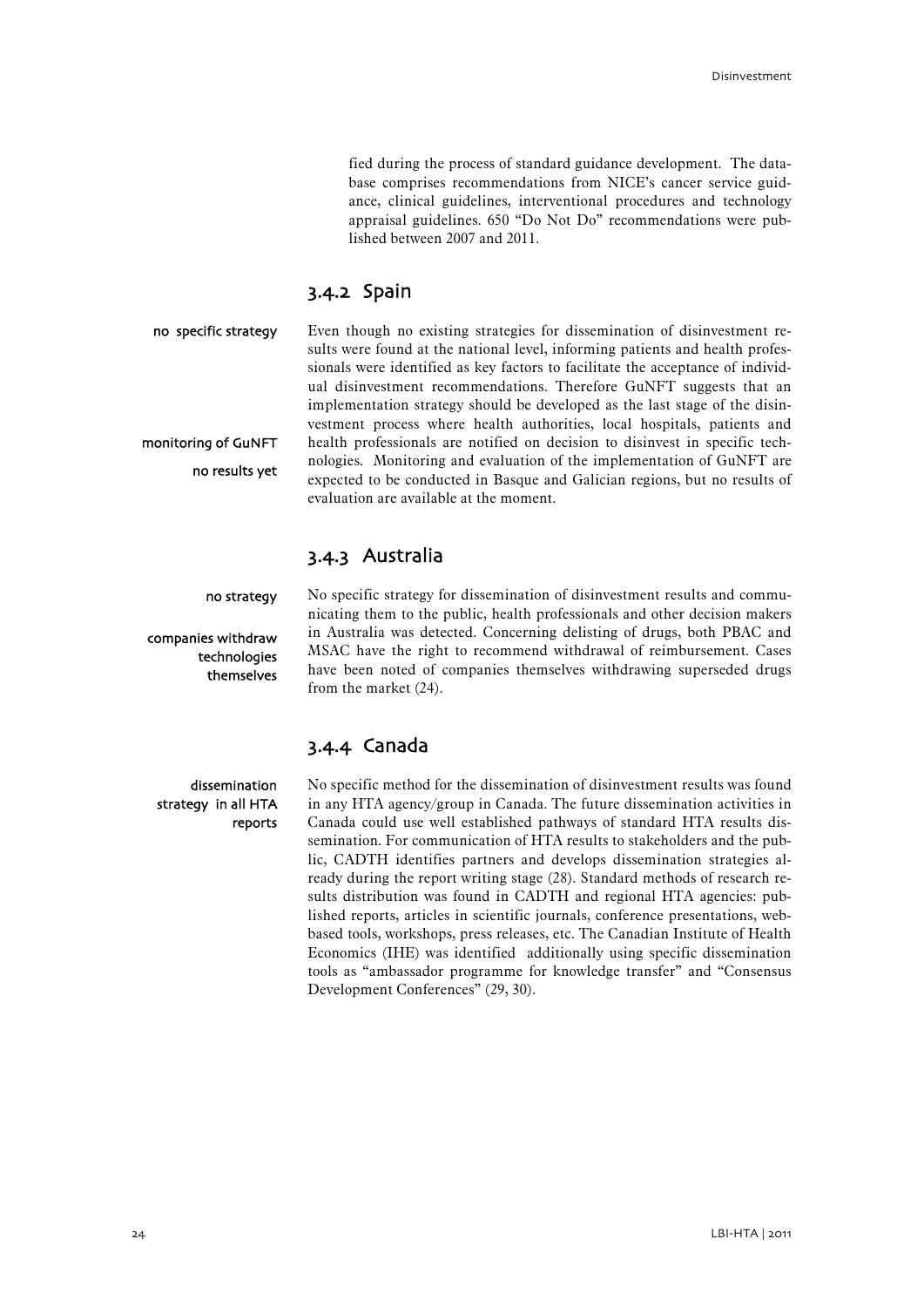fied during the process of standard guidance development. The database comprises recommendations from NICE's cancer service guidance, clinical guidelines, interventional procedures and technology appraisal guidelines. 650 "Do Not Do" recommendations were published between 2007 and 2011.

### 3.4.2 Spain

*no specific strategy*

Even though no existing strategies for dissemination of disinvestment results were found at the national level, informing patients and health professionals were identified as key factors to facilitate the acceptance of individual disinvestment recommendations. Therefore GuNFT suggests that an implementation strategy should be developed as the last stage of the disinvestment process where health authorities, local hospitals, patients and health professionals are notified on decision to disinvest in specific technologies. Monitoring and evaluation of the implementation of GuNFT are expected to be conducted in Basque and Galician regions, but no results of evaluation are available at the moment.

*monitoring of GuNFT no results yet*

### 3.4.3 Australia

*no strategy*

*companies withdraw technologies themselves*

No specific strategy for dissemination of disinvestment results and communicating them to the public, health professionals and other decision makers in Australia was detected. Concerning delisting of drugs, both PBAC and MSAC have the right to recommend withdrawal of reimbursement. Cases have been noted of companies themselves withdrawing superseded drugs from the market (24).

### 3.4.4 Canada

*dissemination strategy in all HTA reports*

No specific method for the dissemination of disinvestment results was found in any HTA agency/group in Canada. The future dissemination activities in Canada could use well established pathways of standard HTA results dissemination. For communication of HTA results to stakeholders and the public, CADTH identifies partners and develops dissemination strategies already during the report writing stage (28). Standard methods of research results distribution was found in CADTH and regional HTA agencies: published reports, articles in scientific journals, conference presentations, web-based tools, workshops, press releases, etc. The Canadian Institute of Health Economics (IHE) was identified additionally using specific dissemination tools as "ambassador programme for knowledge transfer" and "Consensus Development Conferences" (29, 30).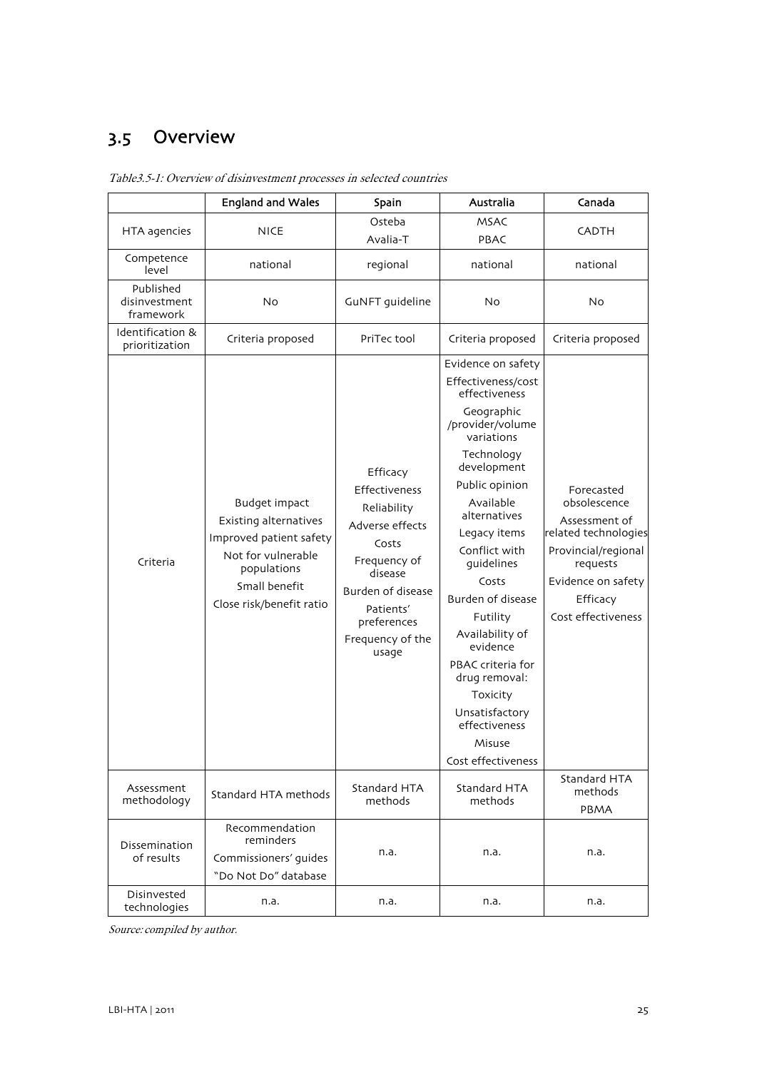## 3.5 Overview

*Table3.5-1: Overview of disinvestment processes in selected countries*

| | England and Wales | Spain | Australia | Canada |
|---|---|---|---|---|
| HTA agencies | NICE | Osteba<br>Avalia-T | MSAC<br>PBAC | CADTH |
| Competence level | national | regional | national | national |
| Published disinvestment framework | No | GuNFT guideline | No | No |
| Identification & prioritization | Criteria proposed | PriTec tool | Criteria proposed | Criteria proposed |
| Criteria | Budget impact<br>Existing alternatives<br>Improved patient safety<br>Not for vulnerable populations<br>Small benefit<br>Close risk/benefit ratio | Efficacy<br>Effectiveness<br>Reliability<br>Adverse effects<br>Costs<br>Frequency of disease<br>Burden of disease<br>Patients' preferences<br>Frequency of the usage | Evidence on safety<br>Effectiveness/cost effectiveness<br>Geographic /provider/volume variations<br>Technology development<br>Public opinion<br>Available alternatives<br>Legacy items<br>Conflict with guidelines<br>Costs<br>Burden of disease<br>Futility<br>Availability of evidence<br>PBAC criteria for drug removal:<br>Toxicity<br>Unsatisfactory effectiveness<br>Misuse<br>Cost effectiveness | Forecasted obsolescence<br>Assessment of related technologies<br>Provincial/regional requests<br>Evidence on safety<br>Efficacy<br>Cost effectiveness |
| Assessment methodology | Standard HTA methods | Standard HTA methods | Standard HTA methods | Standard HTA methods<br>PBMA |
| Dissemination of results | Recommendation reminders<br>Commissioners' guides<br>"Do Not Do" database | n.a. | n.a. | n.a. |
| Disinvested technologies | n.a. | n.a. | n.a. | n.a. |

*Source: compiled by author.*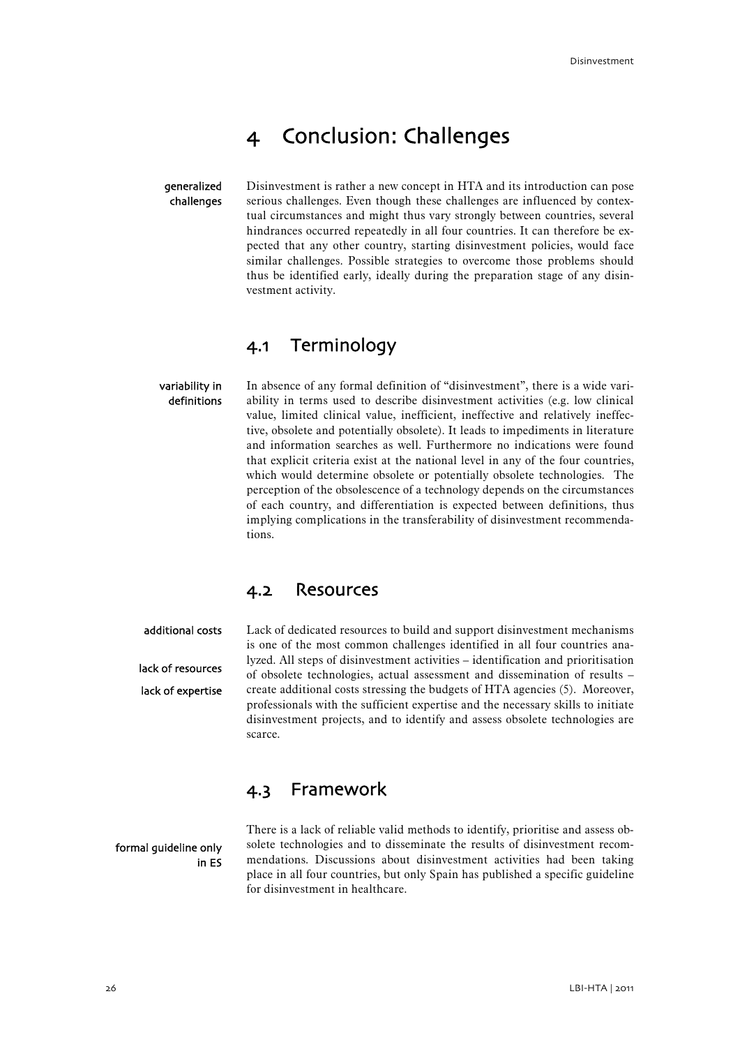# 4 Conclusion: Challenges

generalized challenges

Disinvestment is rather a new concept in HTA and its introduction can pose serious challenges. Even though these challenges are influenced by contextual circumstances and might thus vary strongly between countries, several hindrances occurred repeatedly in all four countries. It can therefore be expected that any other country, starting disinvestment policies, would face similar challenges. Possible strategies to overcome those problems should thus be identified early, ideally during the preparation stage of any disinvestment activity.

## 4.1 Terminology

variability in definitions

In absence of any formal definition of "disinvestment", there is a wide variability in terms used to describe disinvestment activities (e.g. low clinical value, limited clinical value, inefficient, ineffective and relatively ineffective, obsolete and potentially obsolete). It leads to impediments in literature and information searches as well. Furthermore no indications were found that explicit criteria exist at the national level in any of the four countries, which would determine obsolete or potentially obsolete technologies. The perception of the obsolescence of a technology depends on the circumstances of each country, and differentiation is expected between definitions, thus implying complications in the transferability of disinvestment recommendations.

## 4.2 Resources

additional costs

lack of resources

lack of expertise

Lack of dedicated resources to build and support disinvestment mechanisms is one of the most common challenges identified in all four countries analyzed. All steps of disinvestment activities – identification and prioritisation of obsolete technologies, actual assessment and dissemination of results – create additional costs stressing the budgets of HTA agencies (5). Moreover, professionals with the sufficient expertise and the necessary skills to initiate disinvestment projects, and to identify and assess obsolete technologies are scarce.

## 4.3 Framework

formal guideline only in ES

There is a lack of reliable valid methods to identify, prioritise and assess obsolete technologies and to disseminate the results of disinvestment recommendations. Discussions about disinvestment activities had been taking place in all four countries, but only Spain has published a specific guideline for disinvestment in healthcare.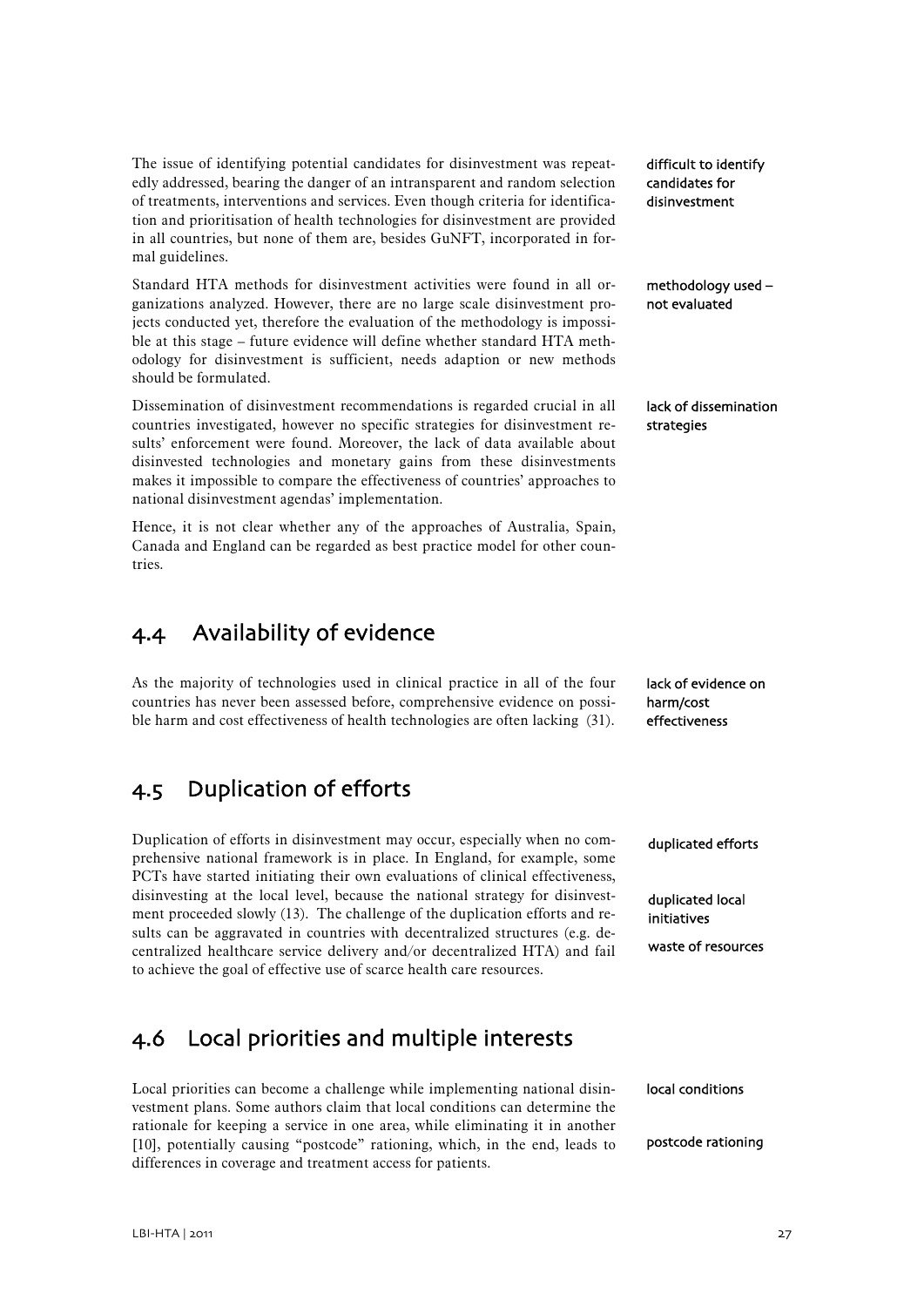The issue of identifying potential candidates for disinvestment was repeatedly addressed, bearing the danger of an intransparent and random selection of treatments, interventions and services. Even though criteria for identification and prioritisation of health technologies for disinvestment are provided in all countries, but none of them are, besides GuNFT, incorporated in formal guidelines.

difficult to identify candidates for disinvestment

Standard HTA methods for disinvestment activities were found in all organizations analyzed. However, there are no large scale disinvestment projects conducted yet, therefore the evaluation of the methodology is impossible at this stage – future evidence will define whether standard HTA methodology for disinvestment is sufficient, needs adaption or new methods should be formulated.

methodology used – not evaluated

Dissemination of disinvestment recommendations is regarded crucial in all countries investigated, however no specific strategies for disinvestment results' enforcement were found. Moreover, the lack of data available about disinvested technologies and monetary gains from these disinvestments makes it impossible to compare the effectiveness of countries' approaches to national disinvestment agendas' implementation.

lack of dissemination strategies

Hence, it is not clear whether any of the approaches of Australia, Spain, Canada and England can be regarded as best practice model for other countries.

## 4.4 Availability of evidence

As the majority of technologies used in clinical practice in all of the four countries has never been assessed before, comprehensive evidence on possible harm and cost effectiveness of health technologies are often lacking (31).

lack of evidence on harm/cost effectiveness

## 4.5 Duplication of efforts

Duplication of efforts in disinvestment may occur, especially when no comprehensive national framework is in place. In England, for example, some PCTs have started initiating their own evaluations of clinical effectiveness, disinvesting at the local level, because the national strategy for disinvestment proceeded slowly (13). The challenge of the duplication efforts and results can be aggravated in countries with decentralized structures (e.g. decentralized healthcare service delivery and/or decentralized HTA) and fail to achieve the goal of effective use of scarce health care resources.

duplicated efforts

duplicated local initiatives

waste of resources

## 4.6 Local priorities and multiple interests

Local priorities can become a challenge while implementing national disinvestment plans. Some authors claim that local conditions can determine the rationale for keeping a service in one area, while eliminating it in another [10], potentially causing "postcode" rationing, which, in the end, leads to differences in coverage and treatment access for patients.

local conditions

postcode rationing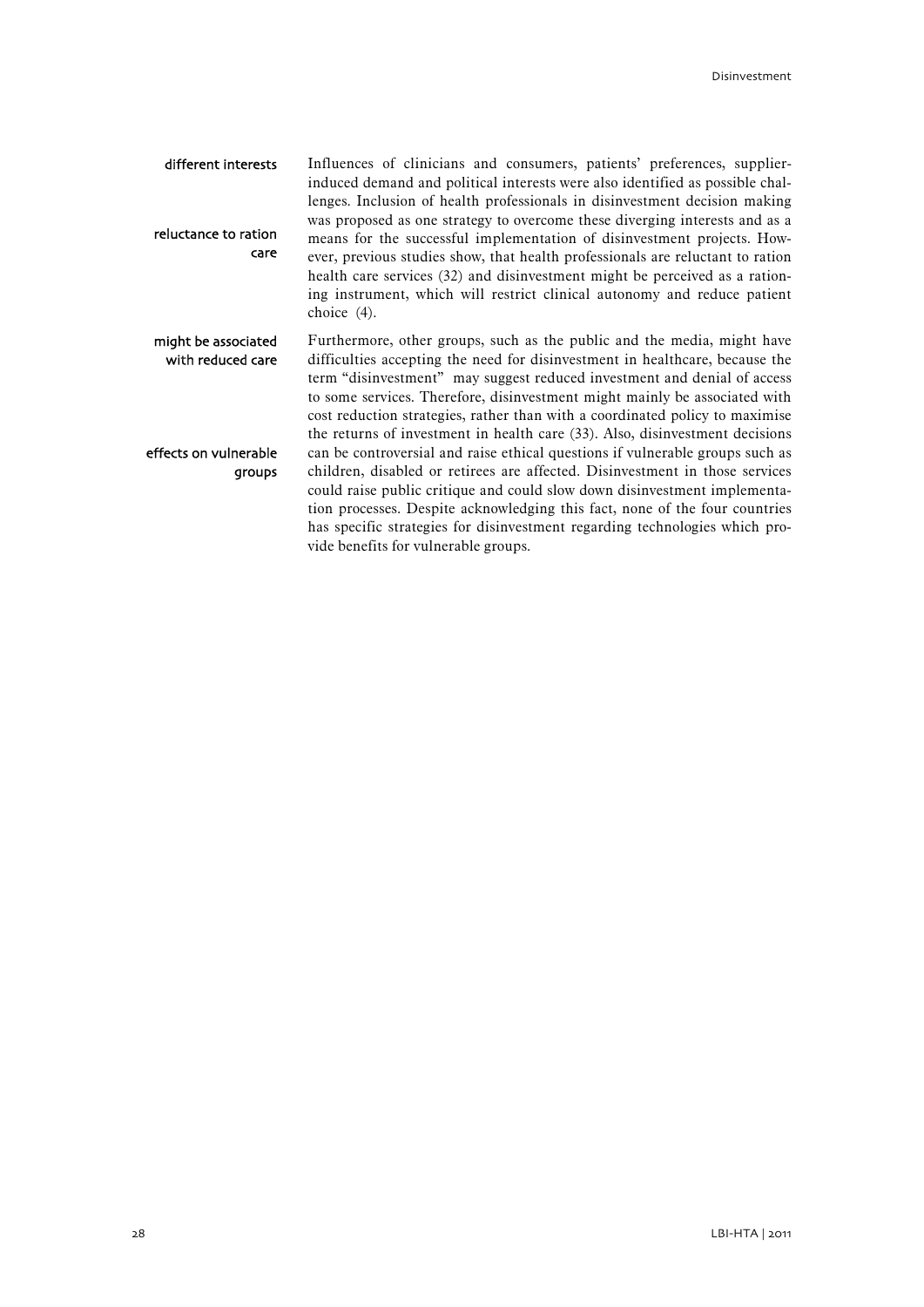different interests

Influences of clinicians and consumers, patients' preferences, supplier-induced demand and political interests were also identified as possible challenges. Inclusion of health professionals in disinvestment decision making was proposed as one strategy to overcome these diverging interests and as a means for the successful implementation of disinvestment projects. However, previous studies show, that health professionals are reluctant to ration health care services (32) and disinvestment might be perceived as a rationing instrument, which will restrict clinical autonomy and reduce patient choice (4).

reluctance to ration care

might be associated with reduced care

Furthermore, other groups, such as the public and the media, might have difficulties accepting the need for disinvestment in healthcare, because the term "disinvestment" may suggest reduced investment and denial of access to some services. Therefore, disinvestment might mainly be associated with cost reduction strategies, rather than with a coordinated policy to maximise the returns of investment in health care (33). Also, disinvestment decisions can be controversial and raise ethical questions if vulnerable groups such as children, disabled or retirees are affected. Disinvestment in those services could raise public critique and could slow down disinvestment implementation processes. Despite acknowledging this fact, none of the four countries has specific strategies for disinvestment regarding technologies which provide benefits for vulnerable groups.

effects on vulnerable groups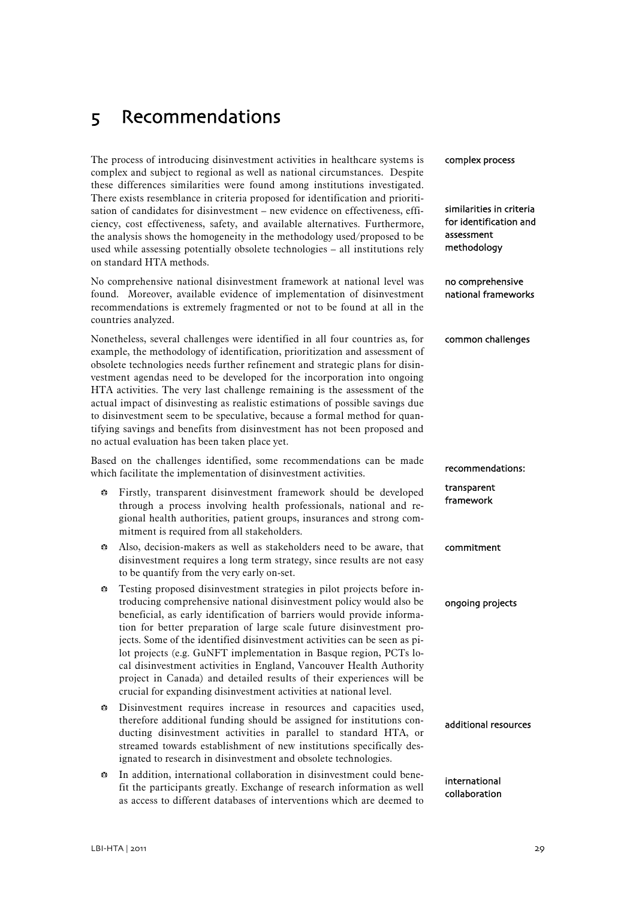# 5 Recommendations

The process of introducing disinvestment activities in healthcare systems is complex and subject to regional as well as national circumstances. Despite these differences similarities were found among institutions investigated. There exists resemblance in criteria proposed for identification and prioritisation of candidates for disinvestment – new evidence on effectiveness, efficiency, cost effectiveness, safety, and available alternatives. Furthermore, the analysis shows the homogeneity in the methodology used/proposed to be used while assessing potentially obsolete technologies – all institutions rely on standard HTA methods.

complex process

similarities in criteria for identification and assessment methodology

No comprehensive national disinvestment framework at national level was found. Moreover, available evidence of implementation of disinvestment recommendations is extremely fragmented or not to be found at all in the countries analyzed.

no comprehensive national frameworks

Nonetheless, several challenges were identified in all four countries as, for example, the methodology of identification, prioritization and assessment of obsolete technologies needs further refinement and strategic plans for disinvestment agendas need to be developed for the incorporation into ongoing HTA activities. The very last challenge remaining is the assessment of the actual impact of disinvesting as realistic estimations of possible savings due to disinvestment seem to be speculative, because a formal method for quantifying savings and benefits from disinvestment has not been proposed and no actual evaluation has been taken place yet.

common challenges

Based on the challenges identified, some recommendations can be made which facilitate the implementation of disinvestment activities.

recommendations:

- Firstly, transparent disinvestment framework should be developed through a process involving health professionals, national and regional health authorities, patient groups, insurances and strong commitment is required from all stakeholders.

transparent framework

- Also, decision-makers as well as stakeholders need to be aware, that disinvestment requires a long term strategy, since results are not easy to be quantify from the very early on-set.

commitment

- Testing proposed disinvestment strategies in pilot projects before introducing comprehensive national disinvestment policy would also be beneficial, as early identification of barriers would provide information for better preparation of large scale future disinvestment projects. Some of the identified disinvestment activities can be seen as pilot projects (e.g. GuNFT implementation in Basque region, PCTs local disinvestment activities in England, Vancouver Health Authority project in Canada) and detailed results of their experiences will be crucial for expanding disinvestment activities at national level.

ongoing projects

- Disinvestment requires increase in resources and capacities used, therefore additional funding should be assigned for institutions conducting disinvestment activities in parallel to standard HTA, or streamed towards establishment of new institutions specifically designated to research in disinvestment and obsolete technologies.

additional resources

- In addition, international collaboration in disinvestment could benefit the participants greatly. Exchange of research information as well as access to different databases of interventions which are deemed to

international collaboration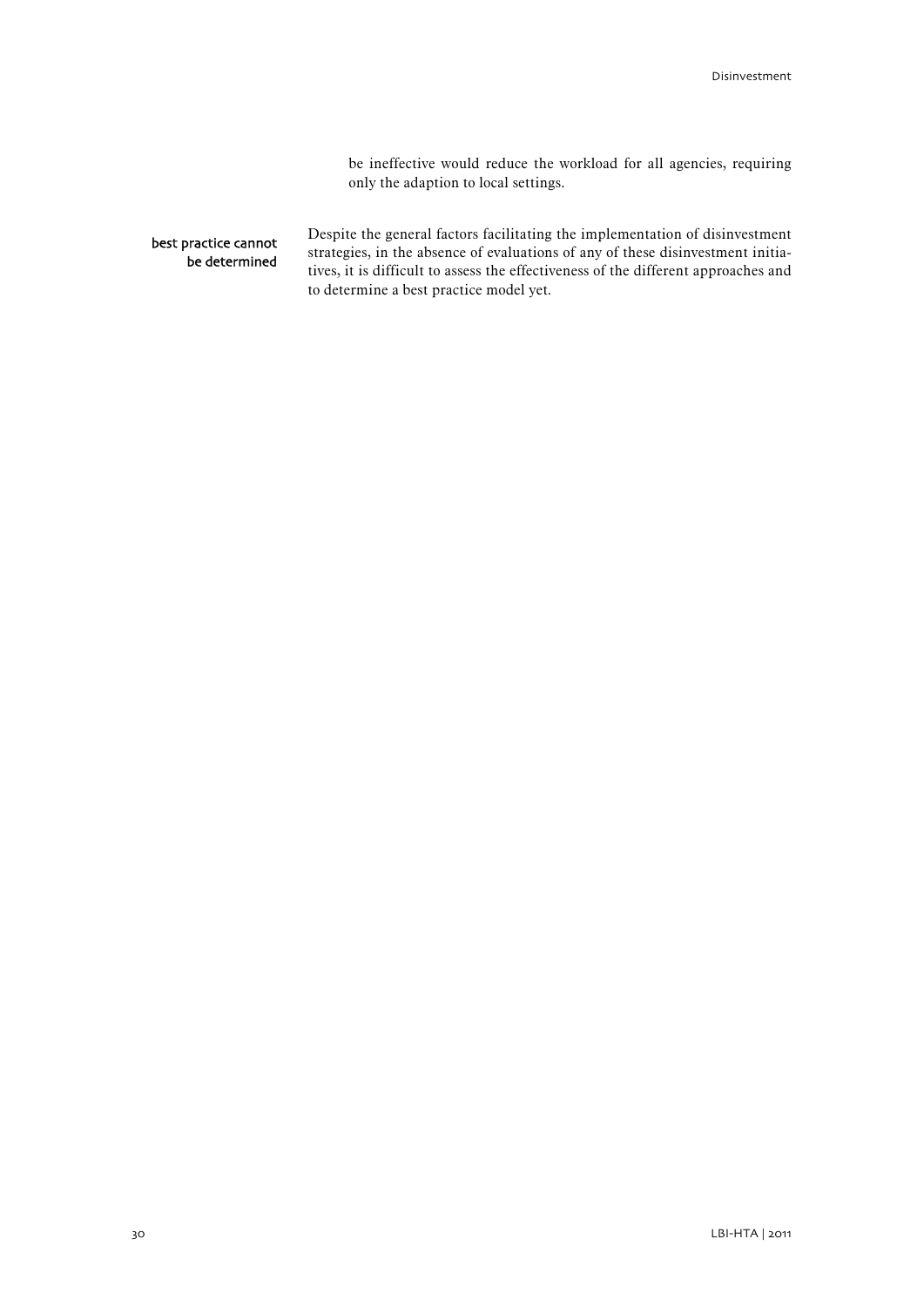be ineffective would reduce the workload for all agencies, requiring only the adaption to local settings.

best practice cannot be determined

Despite the general factors facilitating the implementation of disinvestment strategies, in the absence of evaluations of any of these disinvestment initiatives, it is difficult to assess the effectiveness of the different approaches and to determine a best practice model yet.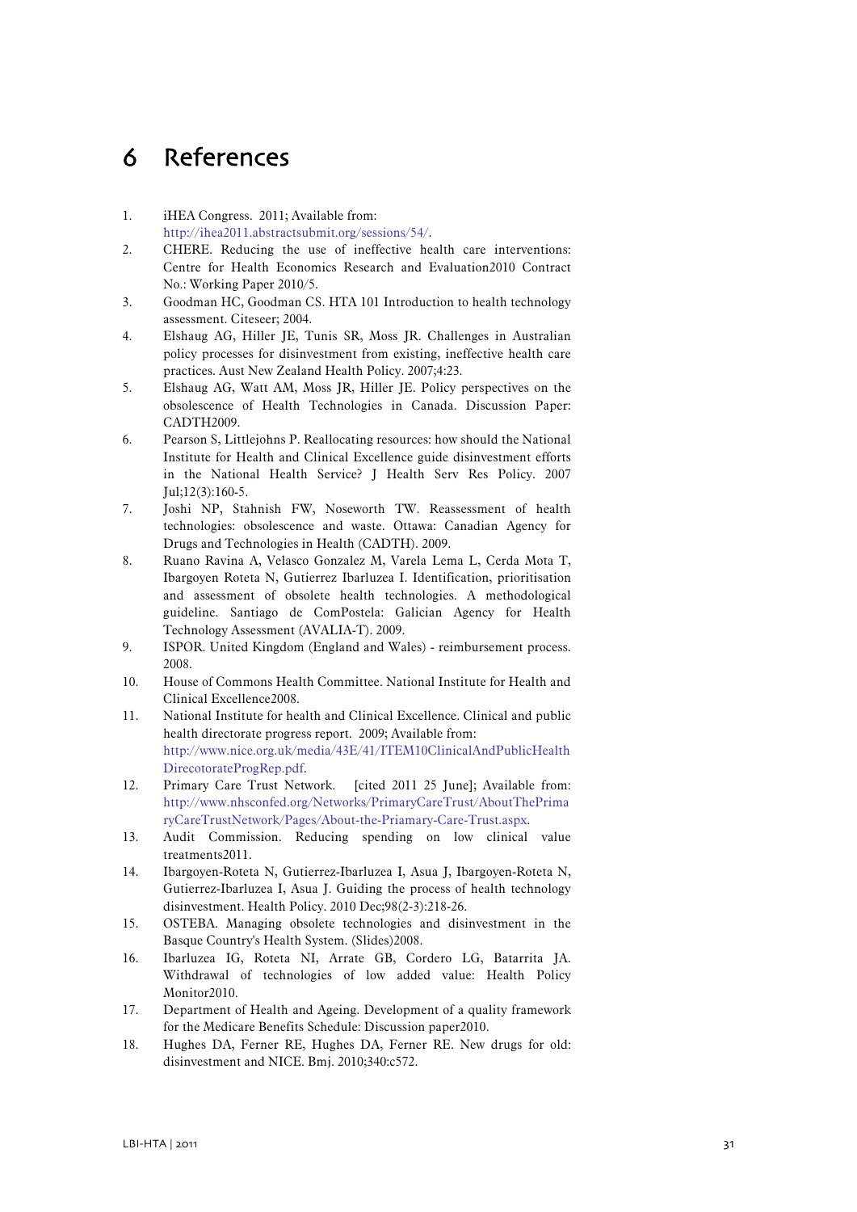# 6 References

1. iHEA Congress. 2011; Available from: http://ihea2011.abstractsubmit.org/sessions/54/.
2. CHERE. Reducing the use of ineffective health care interventions: Centre for Health Economics Research and Evaluation2010 Contract No.: Working Paper 2010/5.
3. Goodman HC, Goodman CS. HTA 101 Introduction to health technology assessment. Citeseer; 2004.
4. Elshaug AG, Hiller JE, Tunis SR, Moss JR. Challenges in Australian policy processes for disinvestment from existing, ineffective health care practices. Aust New Zealand Health Policy. 2007;4:23.
5. Elshaug AG, Watt AM, Moss JR, Hiller JE. Policy perspectives on the obsolescence of Health Technologies in Canada. Discussion Paper: CADTH2009.
6. Pearson S, Littlejohns P. Reallocating resources: how should the National Institute for Health and Clinical Excellence guide disinvestment efforts in the National Health Service? J Health Serv Res Policy. 2007 Jul;12(3):160-5.
7. Joshi NP, Stahnish FW, Noseworth TW. Reassessment of health technologies: obsolescence and waste. Ottawa: Canadian Agency for Drugs and Technologies in Health (CADTH). 2009.
8. Ruano Ravina A, Velasco Gonzalez M, Varela Lema L, Cerda Mota T, Ibargoyen Roteta N, Gutierrez Ibarluzea I. Identification, prioritisation and assessment of obsolete health technologies. A methodological guideline. Santiago de ComPostela: Galician Agency for Health Technology Assessment (AVALIA-T). 2009.
9. ISPOR. United Kingdom (England and Wales) - reimbursement process. 2008.
10. House of Commons Health Committee. National Institute for Health and Clinical Excellence2008.
11. National Institute for health and Clinical Excellence. Clinical and public health directorate progress report. 2009; Available from: http://www.nice.org.uk/media/43E/41/ITEM10ClinicalAndPublicHealthDirecotorateProgRep.pdf.
12. Primary Care Trust Network. [cited 2011 25 June]; Available from: http://www.nhsconfed.org/Networks/PrimaryCareTrust/AboutThePrimaryCareTrustNetwork/Pages/About-the-Priamary-Care-Trust.aspx.
13. Audit Commission. Reducing spending on low clinical value treatments2011.
14. Ibargoyen-Roteta N, Gutierrez-Ibarluzea I, Asua J, Ibargoyen-Roteta N, Gutierrez-Ibarluzea I, Asua J. Guiding the process of health technology disinvestment. Health Policy. 2010 Dec;98(2-3):218-26.
15. OSTEBA. Managing obsolete technologies and disinvestment in the Basque Country's Health System. (Slides)2008.
16. Ibarluzea IG, Roteta NI, Arrate GB, Cordero LG, Batarrita JA. Withdrawal of technologies of low added value: Health Policy Monitor2010.
17. Department of Health and Ageing. Development of a quality framework for the Medicare Benefits Schedule: Discussion paper2010.
18. Hughes DA, Ferner RE, Hughes DA, Ferner RE. New drugs for old: disinvestment and NICE. Bmj. 2010;340:c572.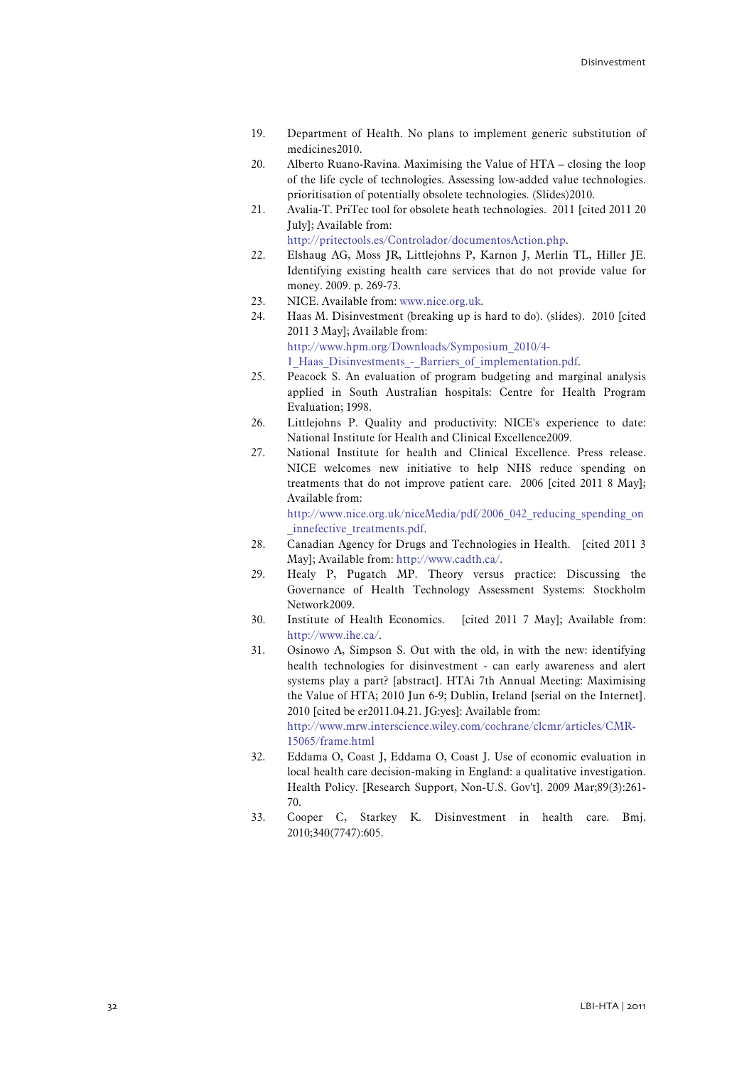19. Department of Health. No plans to implement generic substitution of medicines2010.
20. Alberto Ruano-Ravina. Maximising the Value of HTA – closing the loop of the life cycle of technologies. Assessing low-added value technologies. prioritisation of potentially obsolete technologies. (Slides)2010.
21. Avalia-T. PriTec tool for obsolete heath technologies. 2011 [cited 2011 20 July]; Available from: http://pritectools.es/Controlador/documentosAction.php.
22. Elshaug AG, Moss JR, Littlejohns P, Karnon J, Merlin TL, Hiller JE. Identifying existing health care services that do not provide value for money. 2009. p. 269-73.
23. NICE. Available from: www.nice.org.uk.
24. Haas M. Disinvestment (breaking up is hard to do). (slides). 2010 [cited 2011 3 May]; Available from: http://www.hpm.org/Downloads/Symposium_2010/4-1_Haas_Disinvestments_-_Barriers_of_implementation.pdf.
25. Peacock S. An evaluation of program budgeting and marginal analysis applied in South Australian hospitals: Centre for Health Program Evaluation; 1998.
26. Littlejohns P. Quality and productivity: NICE's experience to date: National Institute for Health and Clinical Excellence2009.
27. National Institute for health and Clinical Excellence. Press release. NICE welcomes new initiative to help NHS reduce spending on treatments that do not improve patient care. 2006 [cited 2011 8 May]; Available from: http://www.nice.org.uk/niceMedia/pdf/2006_042_reducing_spending_on_innefective_treatments.pdf.
28. Canadian Agency for Drugs and Technologies in Health. [cited 2011 3 May]; Available from: http://www.cadth.ca/.
29. Healy P, Pugatch MP. Theory versus practice: Discussing the Governance of Health Technology Assessment Systems: Stockholm Network2009.
30. Institute of Health Economics. [cited 2011 7 May]; Available from: http://www.ihe.ca/.
31. Osinowo A, Simpson S. Out with the old, in with the new: identifying health technologies for disinvestment - can early awareness and alert systems play a part? [abstract]. HTAi 7th Annual Meeting: Maximising the Value of HTA; 2010 Jun 6-9; Dublin, Ireland [serial on the Internet]. 2010 [cited be er2011.04.21. JG:yes]: Available from: http://www.mrw.interscience.wiley.com/cochrane/clcmr/articles/CMR-15065/frame.html
32. Eddama O, Coast J, Eddama O, Coast J. Use of economic evaluation in local health care decision-making in England: a qualitative investigation. Health Policy. [Research Support, Non-U.S. Gov't]. 2009 Mar;89(3):261-70.
33. Cooper C, Starkey K. Disinvestment in health care. Bmj. 2010;340(7747):605.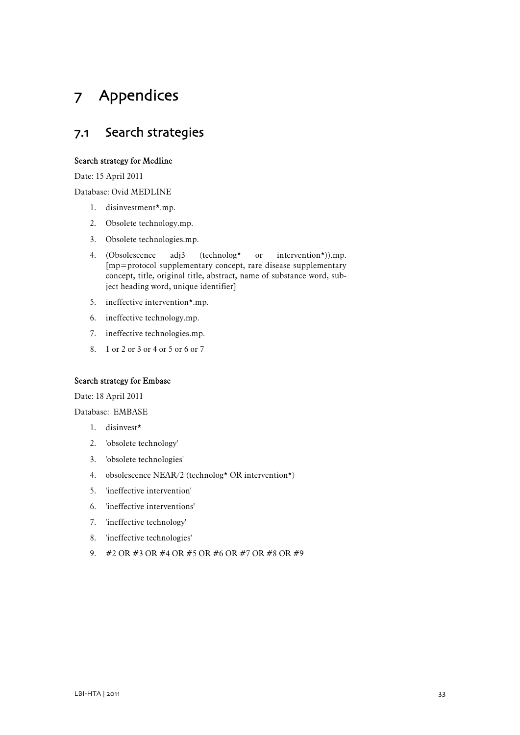# 7 Appendices

## 7.1 Search strategies

**Search strategy for Medline**

Date: 15 April 2011

Database: Ovid MEDLINE

1. disinvestment*.mp.
2. Obsolete technology.mp.
3. Obsolete technologies.mp.
4. (Obsolescence adj3 (technolog* or intervention*)).mp. [mp=protocol supplementary concept, rare disease supplementary concept, title, original title, abstract, name of substance word, subject heading word, unique identifier]
5. ineffective intervention*.mp.
6. ineffective technology.mp.
7. ineffective technologies.mp.
8. 1 or 2 or 3 or 4 or 5 or 6 or 7

**Search strategy for Embase**

Date: 18 April 2011

Database: EMBASE

1. disinvest*
2. 'obsolete technology'
3. 'obsolete technologies'
4. obsolescence NEAR/2 (technolog* OR intervention*)
5. 'ineffective intervention'
6. 'ineffective interventions'
7. 'ineffective technology'
8. 'ineffective technologies'
9. #2 OR #3 OR #4 OR #5 OR #6 OR #7 OR #8 OR #9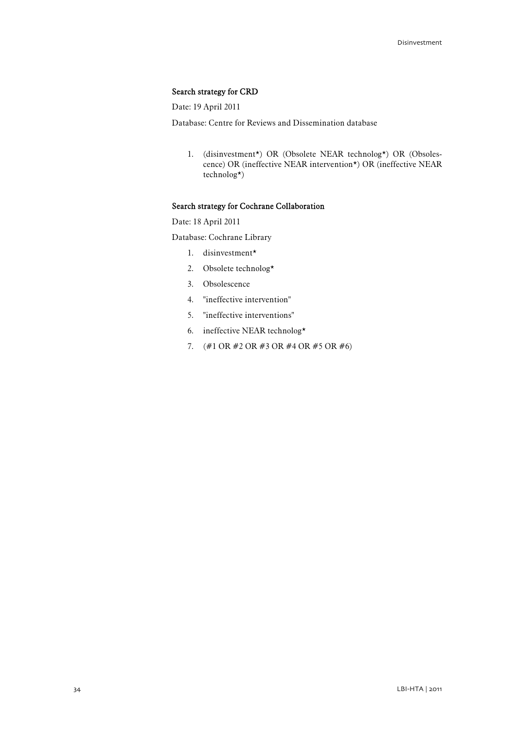**Search strategy for CRD**

Date: 19 April 2011

Database: Centre for Reviews and Dissemination database

1. (disinvestment*) OR (Obsolete NEAR technolog*) OR (Obsolescence) OR (ineffective NEAR intervention*) OR (ineffective NEAR technolog*)

**Search strategy for Cochrane Collaboration**

Date: 18 April 2011

Database: Cochrane Library

1. disinvestment*
2. Obsolete technolog*
3. Obsolescence
4. "ineffective intervention"
5. "ineffective interventions"
6. ineffective NEAR technolog*
7. (#1 OR #2 OR #3 OR #4 OR #5 OR #6)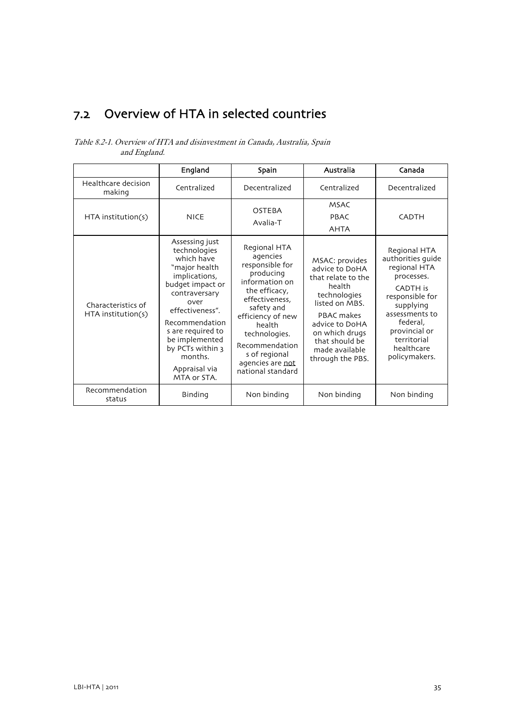## 7.2 Overview of HTA in selected countries

*Table 8.2-1. Overview of HTA and disinvestment in Canada, Australia, Spain and England.*

| | England | Spain | Australia | Canada |
|---|---|---|---|---|
| Healthcare decision making | Centralized | Decentralized | Centralized | Decentralized |
| HTA institution(s) | NICE | OSTEBA<br>Avalia-T | MSAC<br>PBAC<br>AHTA | CADTH |
| Characteristics of HTA institution(s) | Assessing just technologies which have "major health implications, budget impact or contraversary over effectiveness".<br>Recommendations are required to be implemented by PCTs within 3 months.<br>Appraisal via MTA or STA. | Regional HTA agencies responsible for producing information on the efficacy, effectiveness, safety and efficiency of new health technologies.<br>Recommendations of regional agencies are not national standard | MSAC: provides advice to DoHA that relate to the health technologies listed on MBS.<br>PBAC makes advice to DoHA on which drugs that should be made available through the PBS. | Regional HTA authorities guide regional HTA processes.<br>CADTH is responsible for supplying assessments to federal, provincial or territorial healthcare policymakers. |
| Recommendation status | Binding | Non binding | Non binding | Non binding |